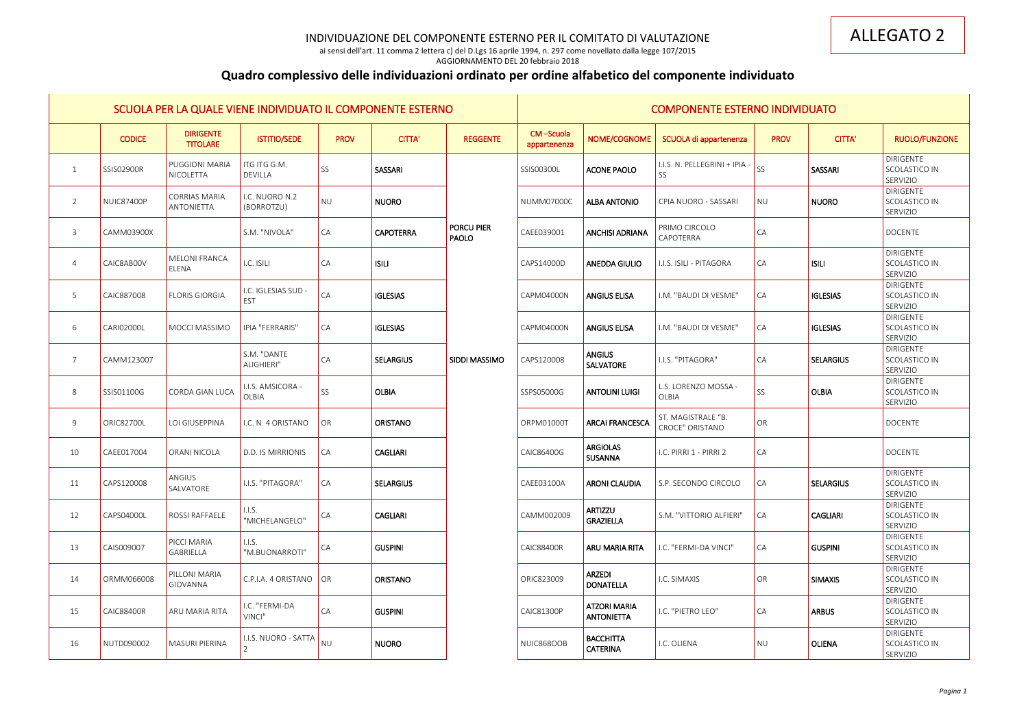ALLEGATO 2

INDIVIDUAZIONE DEL COMPONENTE ESTERNO PER IL COMITATO DI VALUTAZIONE

ai sensi dell'art. 11 comma 2 lettera c) del D.Lgs 16 aprile 1994, n. 297 come novellato dalla legge 107/2015

AGGIORNAMENTO DEL 20 febbraio 2018

## Quadro complessivo delle individuazioni ordinato per ordine alfabetico del componente individuato

| SCUOLA PER LA QUALE VIENE INDIVIDUATO IL COMPONENTE ESTERNO | | | | | | | COMPONENTE ESTERNO INDIVIDUATO | | | | | |
|---|---|---|---|---|---|---|---|---|---|---|---|---|
| | CODICE | DIRIGENTE TITOLARE | ISTITIO/SEDE | PROV | CITTA' | REGGENTE | CM –Scuola appartenenza | NOME/COGNOME | SCUOLA di appartenenza | PROV | CITTA' | RUOLO/FUNZIONE |
| 1 | SSIS02900R | PUGGIONI MARIA NICOLETTA | ITG ITG G.M. DEVILLA | SS | SASSARI | | SSIS00300L | ACONE PAOLO | I.I.S. N. PELLEGRINI + IPIA - SS | SS | SASSARI | DIRIGENTE SCOLASTICO IN SERVIZIO |
| 2 | NUIC87400P | CORRIAS MARIA ANTONIETTA | I.C. NUORO N.2 (BORROTZU) | NU | NUORO | | NUMM07000C | ALBA ANTONIO | CPIA NUORO - SASSARI | NU | NUORO | DIRIGENTE SCOLASTICO IN SERVIZIO |
| 3 | CAMM03900X | | S.M. "NIVOLA" | CA | CAPOTERRA | PORCU PIER PAOLO | CAEE039001 | ANCHISI ADRIANA | PRIMO CIRCOLO CAPOTERRA | CA | | DOCENTE |
| 4 | CAIC8AB00V | MELONI FRANCA ELENA | I.C. ISILI | CA | ISILI | | CAPS14000D | ANEDDA GIULIO | I.I.S. ISILI - PITAGORA | CA | ISILI | DIRIGENTE SCOLASTICO IN SERVIZIO |
| 5 | CAIC887008 | FLORIS GIORGIA | I.C. IGLESIAS SUD - EST | CA | IGLESIAS | | CAPM04000N | ANGIUS ELISA | I.M. "BAUDI DI VESME" | CA | IGLESIAS | DIRIGENTE SCOLASTICO IN SERVIZIO |
| 6 | CARI02000L | MOCCI MASSIMO | IPIA "FERRARIS" | CA | IGLESIAS | | CAPM04000N | ANGIUS ELISA | I.M. "BAUDI DI VESME" | CA | IGLESIAS | DIRIGENTE SCOLASTICO IN SERVIZIO |
| 7 | CAMM123007 | | S.M. "DANTE ALIGHIERI" | CA | SELARGIUS | SIDDI MASSIMO | CAPS120008 | ANGIUS SALVATORE | I.I.S. "PITAGORA" | CA | SELARGIUS | DIRIGENTE SCOLASTICO IN SERVIZIO |
| 8 | SSIS01100G | CORDA GIAN LUCA | I.I.S. AMSICORA - OLBIA | SS | OLBIA | | SSPS05000G | ANTOLINI LUIGI | L.S. LORENZO MOSSA - OLBIA | SS | OLBIA | DIRIGENTE SCOLASTICO IN SERVIZIO |
| 9 | ORIC82700L | LOI GIUSEPPINA | I.C. N. 4 ORISTANO | OR | ORISTANO | | ORPM01000T | ARCAI FRANCESCA | ST. MAGISTRALE "B. CROCE" ORISTANO | OR | | DOCENTE |
| 10 | CAEE017004 | ORANI NICOLA | D.D. IS MIRRIONIS | CA | CAGLIARI | | CAIC86400G | ARGIOLAS SUSANNA | I.C. PIRRI 1 - PIRRI 2 | CA | | DOCENTE |
| 11 | CAPS120008 | ANGIUS SALVATORE | I.I.S. "PITAGORA" | CA | SELARGIUS | | CAEE03100A | ARONI CLAUDIA | S.P. SECONDO CIRCOLO | CA | SELARGIUS | DIRIGENTE SCOLASTICO IN SERVIZIO |
| 12 | CAPS04000L | ROSSI RAFFAELE | I.I.S. "MICHELANGELO" | CA | CAGLIARI | | CAMM002009 | ARTIZZU GRAZIELLA | S.M. "VITTORIO ALFIERI" | CA | CAGLIARI | DIRIGENTE SCOLASTICO IN SERVIZIO |
| 13 | CAIS009007 | PICCI MARIA GABRIELLA | I.I.S. "M.BUONARROTI" | CA | GUSPINI | | CAIC88400R | ARU MARIA RITA | I.C. "FERMI-DA VINCI" | CA | GUSPINI | DIRIGENTE SCOLASTICO IN SERVIZIO |
| 14 | ORMM066008 | PILLONI MARIA GIOVANNA | C.P.I.A. 4 ORISTANO | OR | ORISTANO | | ORIC823009 | ARZEDI DONATELLA | I.C. SIMAXIS | OR | SIMAXIS | DIRIGENTE SCOLASTICO IN SERVIZIO |
| 15 | CAIC88400R | ARU MARIA RITA | I.C. "FERMI-DA VINCI" | CA | GUSPINI | | CAIC81300P | ATZORI MARIA ANTONIETTA | I.C. "PIETRO LEO" | CA | ARBUS | DIRIGENTE SCOLASTICO IN SERVIZIO |
| 16 | NUTD090002 | MASURI PIERINA | I.I.S. NUORO - SATTA 2 | NU | NUORO | | NUIC868OOB | BACCHITTA CATERINA | I.C. OLIENA | NU | OLIENA | DIRIGENTE SCOLASTICO IN SERVIZIO |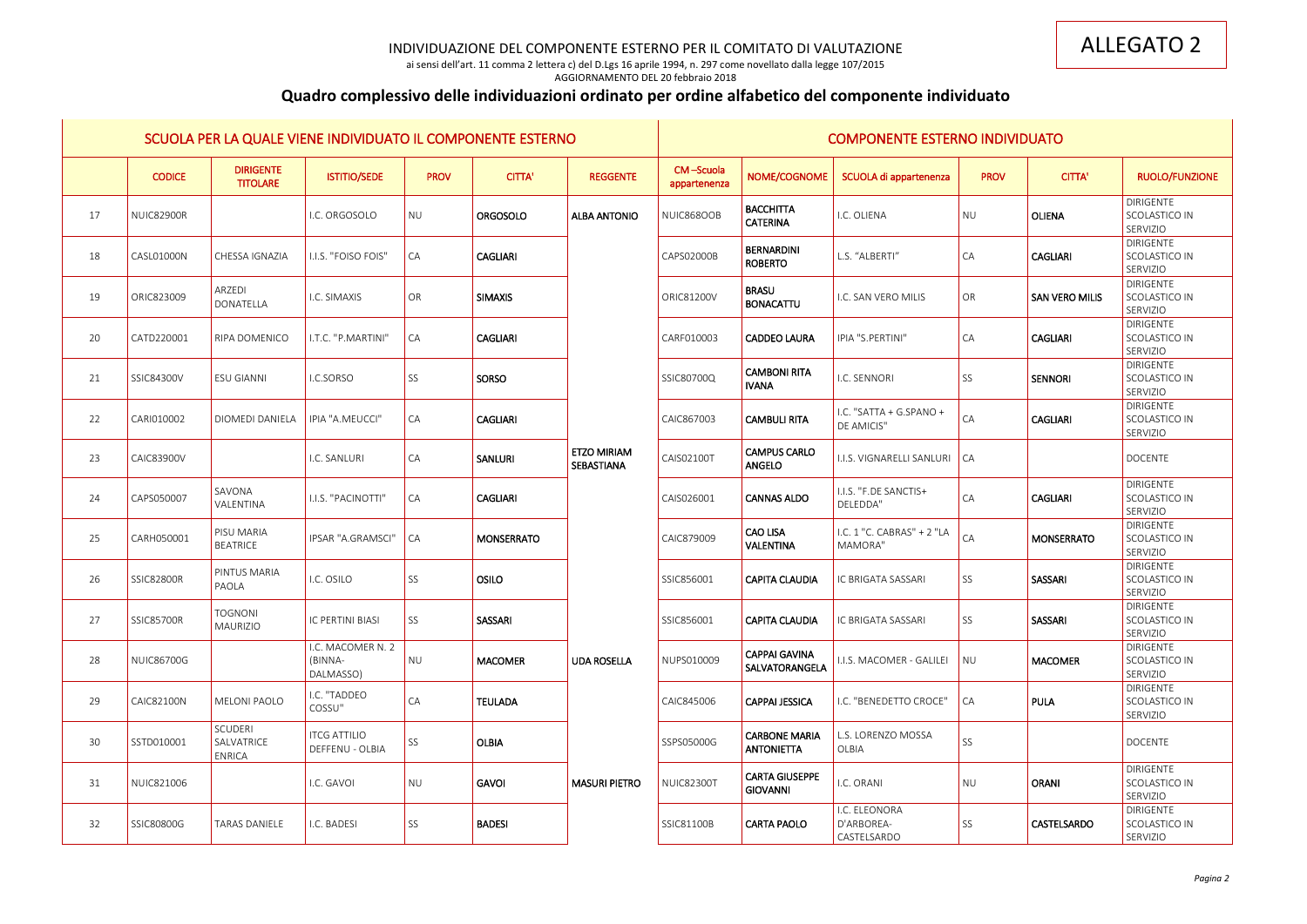ALLEGATO 2

INDIVIDUAZIONE DEL COMPONENTE ESTERNO PER IL COMITATO DI VALUTAZIONE

ai sensi dell'art. 11 comma 2 lettera c) del D.Lgs 16 aprile 1994, n. 297 come novellato dalla legge 107/2015

AGGIORNAMENTO DEL 20 febbraio 2018

## Quadro complessivo delle individuazioni ordinato per ordine alfabetico del componente individuato

| SCUOLA PER LA QUALE VIENE INDIVIDUATO IL COMPONENTE ESTERNO | | | | | | | COMPONENTE ESTERNO INDIVIDUATO | | | | | |
|---|---|---|---|---|---|---|---|---|---|---|---|---|
| | CODICE | DIRIGENTE TITOLARE | ISTITIO/SEDE | PROV | CITTA' | REGGENTE | CM –Scuola appartenenza | NOME/COGNOME | SCUOLA di appartenenza | PROV | CITTA' | RUOLO/FUNZIONE |
| 17 | NUIC82900R | | I.C. ORGOSOLO | NU | ORGOSOLO | ALBA ANTONIO | NUIC868OOB | BACCHITTA CATERINA | I.C. OLIENA | NU | OLIENA | DIRIGENTE SCOLASTICO IN SERVIZIO |
| 18 | CASL01000N | CHESSA IGNAZIA | I.I.S. "FOISO FOIS" | CA | CAGLIARI | | CAPS02000B | BERNARDINI ROBERTO | L.S. "ALBERTI" | CA | CAGLIARI | DIRIGENTE SCOLASTICO IN SERVIZIO |
| 19 | ORIC823009 | ARZEDI DONATELLA | I.C. SIMAXIS | OR | SIMAXIS | | ORIC81200V | BRASU BONACATTU | I.C. SAN VERO MILIS | OR | SAN VERO MILIS | DIRIGENTE SCOLASTICO IN SERVIZIO |
| 20 | CATD220001 | RIPA DOMENICO | I.T.C. "P.MARTINI" | CA | CAGLIARI | | CARF010003 | CADDEO LAURA | IPIA "S.PERTINI" | CA | CAGLIARI | DIRIGENTE SCOLASTICO IN SERVIZIO |
| 21 | SSIC84300V | ESU GIANNI | I.C.SORSO | SS | SORSO | | SSIC80700Q | CAMBONI RITA IVANA | I.C. SENNORI | SS | SENNORI | DIRIGENTE SCOLASTICO IN SERVIZIO |
| 22 | CARI010002 | DIOMEDI DANIELA | IPIA "A.MEUCCI" | CA | CAGLIARI | | CAIC867003 | CAMBULI RITA | I.C. "SATTA + G.SPANO + DE AMICIS" | CA | CAGLIARI | DIRIGENTE SCOLASTICO IN SERVIZIO |
| 23 | CAIC83900V | | I.C. SANLURI | CA | SANLURI | ETZO MIRIAM SEBASTIANA | CAIS02100T | CAMPUS CARLO ANGELO | I.I.S. VIGNARELLI SANLURI | CA | | DOCENTE |
| 24 | CAPS050007 | SAVONA VALENTINA | I.I.S. "PACINOTTI" | CA | CAGLIARI | | CAIS026001 | CANNAS ALDO | I.I.S. "F.DE SANCTIS+ DELEDDA" | CA | CAGLIARI | DIRIGENTE SCOLASTICO IN SERVIZIO |
| 25 | CARH050001 | PISU MARIA BEATRICE | IPSAR "A.GRAMSCI" | CA | MONSERRATO | | CAIC879009 | CAO LISA VALENTINA | I.C. 1 "C. CABRAS" + 2 "LA MAMORA" | CA | MONSERRATO | DIRIGENTE SCOLASTICO IN SERVIZIO |
| 26 | SSIC82800R | PINTUS MARIA PAOLA | I.C. OSILO | SS | OSILO | | SSIC856001 | CAPITA CLAUDIA | IC BRIGATA SASSARI | SS | SASSARI | DIRIGENTE SCOLASTICO IN SERVIZIO |
| 27 | SSIC85700R | TOGNONI MAURIZIO | IC PERTINI BIASI | SS | SASSARI | | SSIC856001 | CAPITA CLAUDIA | IC BRIGATA SASSARI | SS | SASSARI | DIRIGENTE SCOLASTICO IN SERVIZIO |
| 28 | NUIC86700G | | I.C. MACOMER N. 2 (BINNA-DALMASSO) | NU | MACOMER | UDA ROSELLA | NUPS010009 | CAPPAI GAVINA SALVATORANGELA | I.I.S. MACOMER - GALILEI | NU | MACOMER | DIRIGENTE SCOLASTICO IN SERVIZIO |
| 29 | CAIC82100N | MELONI PAOLO | I.C. "TADDEO COSSU" | CA | TEULADA | | CAIC845006 | CAPPAI JESSICA | I.C. "BENEDETTO CROCE" | CA | PULA | DIRIGENTE SCOLASTICO IN SERVIZIO |
| 30 | SSTD010001 | SCUDERI SALVATRICE ENRICA | ITCG ATTILIO DEFFENU - OLBIA | SS | OLBIA | | SSPS05000G | CARBONE MARIA ANTONIETTA | L.S. LORENZO MOSSA OLBIA | SS | | DOCENTE |
| 31 | NUIC821006 | | I.C. GAVOI | NU | GAVOI | MASURI PIETRO | NUIC82300T | CARTA GIUSEPPE GIOVANNI | I.C. ORANI | NU | ORANI | DIRIGENTE SCOLASTICO IN SERVIZIO |
| 32 | SSIC80800G | TARAS DANIELE | I.C. BADESI | SS | BADESI | | SSIC81100B | CARTA PAOLO | I.C. ELEONORA D'ARBOREA-CASTELSARDO | SS | CASTELSARDO | DIRIGENTE SCOLASTICO IN SERVIZIO |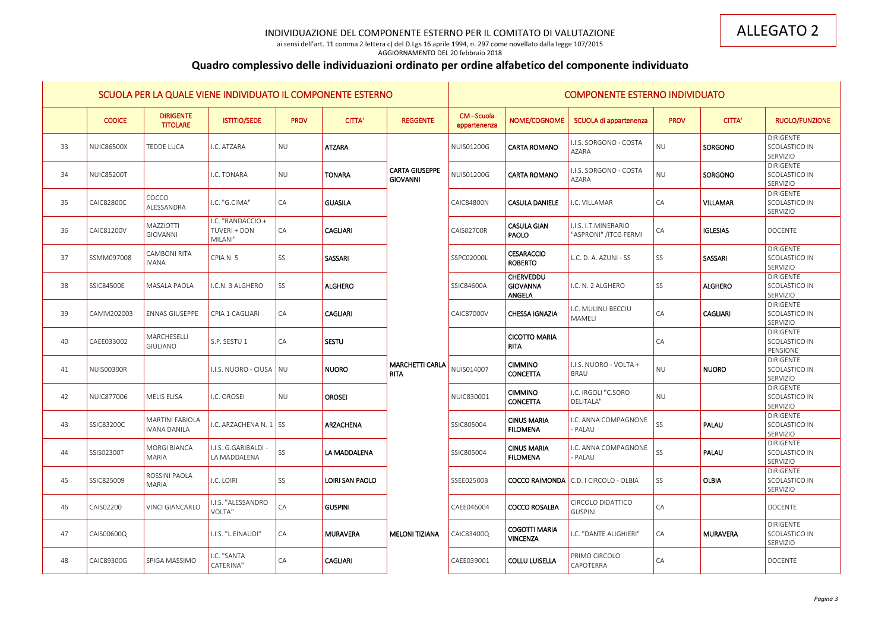ALLEGATO 2

INDIVIDUAZIONE DEL COMPONENTE ESTERNO PER IL COMITATO DI VALUTAZIONE

ai sensi dell'art. 11 comma 2 lettera c) del D.Lgs 16 aprile 1994, n. 297 come novellato dalla legge 107/2015

AGGIORNAMENTO DEL 20 febbraio 2018

## Quadro complessivo delle individuazioni ordinato per ordine alfabetico del componente individuato

| SCUOLA PER LA QUALE VIENE INDIVIDUATO IL COMPONENTE ESTERNO | | | | | | | COMPONENTE ESTERNO INDIVIDUATO | | | | | |
|---|---|---|---|---|---|---|---|---|---|---|---|---|
| | CODICE | DIRIGENTE TITOLARE | ISTITIO/SEDE | PROV | CITTA' | REGGENTE | CM –Scuola appartenenza | NOME/COGNOME | SCUOLA di appartenenza | PROV | CITTA' | RUOLO/FUNZIONE |
| 33 | NUIC86500X | TEDDE LUCA | I.C. ATZARA | NU | ATZARA | | NUIS01200G | CARTA ROMANO | I.I.S. SORGONO - COSTA AZARA | NU | SORGONO | DIRIGENTE SCOLASTICO IN SERVIZIO |
| 34 | NUIC85200T | | I.C. TONARA | NU | TONARA | CARTA GIUSEPPE GIOVANNI | NUIS01200G | CARTA ROMANO | I.I.S. SORGONO - COSTA AZARA | NU | SORGONO | DIRIGENTE SCOLASTICO IN SERVIZIO |
| 35 | CAIC82800C | COCCO ALESSANDRA | I.C. "G.CIMA" | CA | GUASILA | | CAIC84800N | CASULA DANIELE | I.C. VILLAMAR | CA | VILLAMAR | DIRIGENTE SCOLASTICO IN SERVIZIO |
| 36 | CAIC81200V | MAZZIOTTI GIOVANNI | I.C. "RANDACCIO + TUVERI + DON MILANI" | CA | CAGLIARI | | CAIS02700R | CASULA GIAN PAOLO | I.I.S. I.T.MINERARIO "ASPRONI" /ITCG FERMI | CA | IGLESIAS | DOCENTE |
| 37 | SSMM097008 | CAMBONI RITA IVANA | CPIA N. 5 | SS | SASSARI | | SSPC02000L | CESARACCIO ROBERTO | L.C. D. A. AZUNI - SS | SS | SASSARI | DIRIGENTE SCOLASTICO IN SERVIZIO |
| 38 | SSIC84500E | MASALA PAOLA | I.C.N. 3 ALGHERO | SS | ALGHERO | | SSIC84600A | CHERVEDDU GIOVANNA ANGELA | I.C. N. 2 ALGHERO | SS | ALGHERO | DIRIGENTE SCOLASTICO IN SERVIZIO |
| 39 | CAMM202003 | ENNAS GIUSEPPE | CPIA 1 CAGLIARI | CA | CAGLIARI | | CAIC87000V | CHESSA IGNAZIA | I.C. MULINU BECCIU MAMELI | CA | CAGLIARI | DIRIGENTE SCOLASTICO IN SERVIZIO |
| 40 | CAEE033002 | MARCHESELLI GIULIANO | S.P. SESTU 1 | CA | SESTU | | | CICOTTO MARIA RITA | | CA | | DIRIGENTE SCOLASTICO IN PENSIONE |
| 41 | NUIS00300R | | I.I.S. NUORO - CIUSA | NU | NUORO | MARCHETTI CARLA RITA | NUIS014007 | CIMMINO CONCETTA | I.I.S. NUORO - VOLTA + BRAU | NU | NUORO | DIRIGENTE SCOLASTICO IN SERVIZIO |
| 42 | NUIC877006 | MELIS ELISA | I.C. OROSEI | NU | OROSEI | | NUIC830001 | CIMMINO CONCETTA | I.C. IRGOLI "C.SORO DELITALA" | NU | | DIRIGENTE SCOLASTICO IN SERVIZIO |
| 43 | SSIC83200C | MARTINI FABIOLA IVANA DANILA | I.C. ARZACHENA N. 1 | SS | ARZACHENA | | SSIC805004 | CINUS MARIA FILOMENA | I.C. ANNA COMPAGNONE - PALAU | SS | PALAU | DIRIGENTE SCOLASTICO IN SERVIZIO |
| 44 | SSIS02300T | MORGI BIANCA MARIA | I.I.S. G.GARIBALDI - LA MADDALENA | SS | LA MADDALENA | | SSIC805004 | CINUS MARIA FILOMENA | I.C. ANNA COMPAGNONE - PALAU | SS | PALAU | DIRIGENTE SCOLASTICO IN SERVIZIO |
| 45 | SSIC825009 | ROSSINI PAOLA MARIA | I.C. LOIRI | SS | LOIRI SAN PAOLO | | SSEE02500B | COCCO RAIMONDA | C.D. I CIRCOLO - OLBIA | SS | OLBIA | DIRIGENTE SCOLASTICO IN SERVIZIO |
| 46 | CAIS02200 | VINCI GIANCARLO | I.I.S. "ALESSANDRO VOLTA" | CA | GUSPINI | | CAEE046004 | COCCO ROSALBA | CIRCOLO DIDATTICO GUSPINI | CA | | DOCENTE |
| 47 | CAIS00600Q | | I.I.S. "L.EINAUDI" | CA | MURAVERA | MELONI TIZIANA | CAIC83400Q | COGOTTI MARIA VINCENZA | I.C. "DANTE ALIGHIERI" | CA | MURAVERA | DIRIGENTE SCOLASTICO IN SERVIZIO |
| 48 | CAIC89300G | SPIGA MASSIMO | I.C. "SANTA CATERINA" | CA | CAGLIARI | | CAEE039001 | COLLU LUISELLA | PRIMO CIRCOLO CAPOTERRA | CA | | DOCENTE |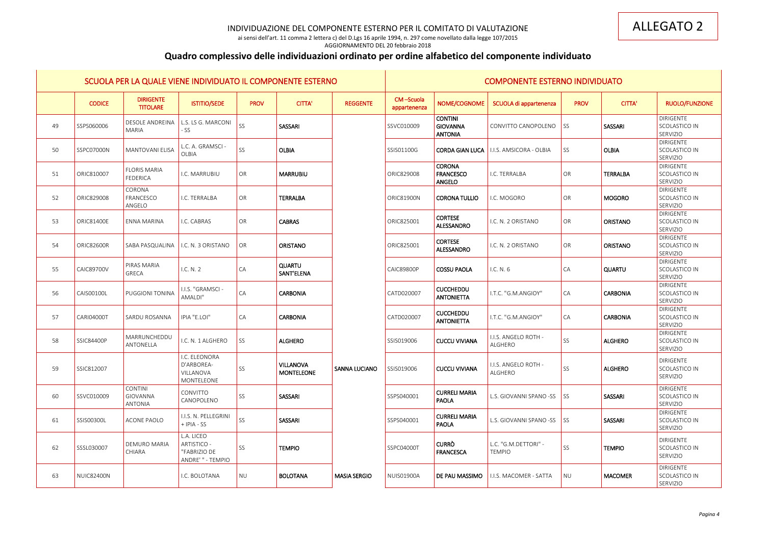ALLEGATO 2

INDIVIDUAZIONE DEL COMPONENTE ESTERNO PER IL COMITATO DI VALUTAZIONE

ai sensi dell'art. 11 comma 2 lettera c) del D.Lgs 16 aprile 1994, n. 297 come novellato dalla legge 107/2015

AGGIORNAMENTO DEL 20 febbraio 2018

## Quadro complessivo delle individuazioni ordinato per ordine alfabetico del componente individuato

| SCUOLA PER LA QUALE VIENE INDIVIDUATO IL COMPONENTE ESTERNO | | | | | | | | COMPONENTE ESTERNO INDIVIDUATO | | | | | |
|---|---|---|---|---|---|---|---|---|---|---|---|---|---|
| | CODICE | DIRIGENTE TITOLARE | ISTITIO/SEDE | PROV | CITTA' | REGGENTE | CM –Scuola appartenenza | NOME/COGNOME | SCUOLA di appartenenza | PROV | CITTA' | RUOLO/FUNZIONE |
| 49 | SSPS060006 | DESOLE ANDREINA MARIA | L.S. LS G. MARCONI - SS | SS | SASSARI | | SSVC010009 | CONTINI GIOVANNA ANTONIA | CONVITTO CANOPOLENO | SS | SASSARI | DIRIGENTE SCOLASTICO IN SERVIZIO |
| 50 | SSPC07000N | MANTOVANI ELISA | L.C. A. GRAMSCI - OLBIA | SS | OLBIA | | SSIS01100G | CORDA GIAN LUCA | I.I.S. AMSICORA - OLBIA | SS | OLBIA | DIRIGENTE SCOLASTICO IN SERVIZIO |
| 51 | ORIC810007 | FLORIS MARIA FEDERICA | I.C. MARRUBIU | OR | MARRUBIU | | ORIC829008 | CORONA FRANCESCO ANGELO | I.C. TERRALBA | OR | TERRALBA | DIRIGENTE SCOLASTICO IN SERVIZIO |
| 52 | ORIC829008 | CORONA FRANCESCO ANGELO | I.C. TERRALBA | OR | TERRALBA | | ORIC81900N | CORONA TULLIO | I.C. MOGORO | OR | MOGORO | DIRIGENTE SCOLASTICO IN SERVIZIO |
| 53 | ORIC81400E | ENNA MARINA | I.C. CABRAS | OR | CABRAS | | ORIC825001 | CORTESE ALESSANDRO | I.C. N. 2 ORISTANO | OR | ORISTANO | DIRIGENTE SCOLASTICO IN SERVIZIO |
| 54 | ORIC82600R | SABA PASQUALINA | I.C. N. 3 ORISTANO | OR | ORISTANO | | ORIC825001 | CORTESE ALESSANDRO | I.C. N. 2 ORISTANO | OR | ORISTANO | DIRIGENTE SCOLASTICO IN SERVIZIO |
| 55 | CAIC89700V | PIRAS MARIA GRECA | I.C. N. 2 | CA | QUARTU SANT'ELENA | | CAIC89800P | COSSU PAOLA | I.C. N. 6 | CA | QUARTU | DIRIGENTE SCOLASTICO IN SERVIZIO |
| 56 | CAIS00100L | PUGGIONI TONINA | I.I.S. "GRAMSCI - AMALDI" | CA | CARBONIA | | CATD020007 | CUCCHEDDU ANTONIETTA | I.T.C. "G.M.ANGIOY" | CA | CARBONIA | DIRIGENTE SCOLASTICO IN SERVIZIO |
| 57 | CARI04000T | SARDU ROSANNA | IPIA "E.LOI" | CA | CARBONIA | | CATD020007 | CUCCHEDDU ANTONIETTA | I.T.C. "G.M.ANGIOY" | CA | CARBONIA | DIRIGENTE SCOLASTICO IN SERVIZIO |
| 58 | SSIC84400P | MARRUNCHEDDU ANTONELLA | I.C. N. 1 ALGHERO | SS | ALGHERO | | SSIS019006 | CUCCU VIVIANA | I.I.S. ANGELO ROTH - ALGHERO | SS | ALGHERO | DIRIGENTE SCOLASTICO IN SERVIZIO |
| 59 | SSIC812007 | | I.C. ELEONORA D'ARBOREA-VILLANOVA MONTELEONE | SS | VILLANOVA MONTELEONE | SANNA LUCIANO | SSIS019006 | CUCCU VIVIANA | I.I.S. ANGELO ROTH - ALGHERO | SS | ALGHERO | DIRIGENTE SCOLASTICO IN SERVIZIO |
| 60 | SSVC010009 | CONTINI GIOVANNA ANTONIA | CONVITTO CANOPOLENO | SS | SASSARI | | SSPS040001 | CURRELI MARIA PAOLA | L.S. GIOVANNI SPANO -SS | SS | SASSARI | DIRIGENTE SCOLASTICO IN SERVIZIO |
| 61 | SSIS00300L | ACONE PAOLO | I.I.S. N. PELLEGRINI + IPIA - SS | SS | SASSARI | | SSPS040001 | CURRELI MARIA PAOLA | L.S. GIOVANNI SPANO -SS | SS | SASSARI | DIRIGENTE SCOLASTICO IN SERVIZIO |
| 62 | SSSL030007 | DEMURO MARIA CHIARA | L.A. LICEO ARTISTICO - "FABRIZIO DE ANDRE' " - TEMPIO | SS | TEMPIO | | SSPC04000T | CURRÒ FRANCESCA | L.C. "G.M.DETTORI" - TEMPIO | SS | TEMPIO | DIRIGENTE SCOLASTICO IN SERVIZIO |
| 63 | NUIC82400N | | I.C. BOLOTANA | NU | BOLOTANA | MASIA SERGIO | NUIS01900A | DE PAU MASSIMO | I.I.S. MACOMER - SATTA | NU | MACOMER | DIRIGENTE SCOLASTICO IN SERVIZIO |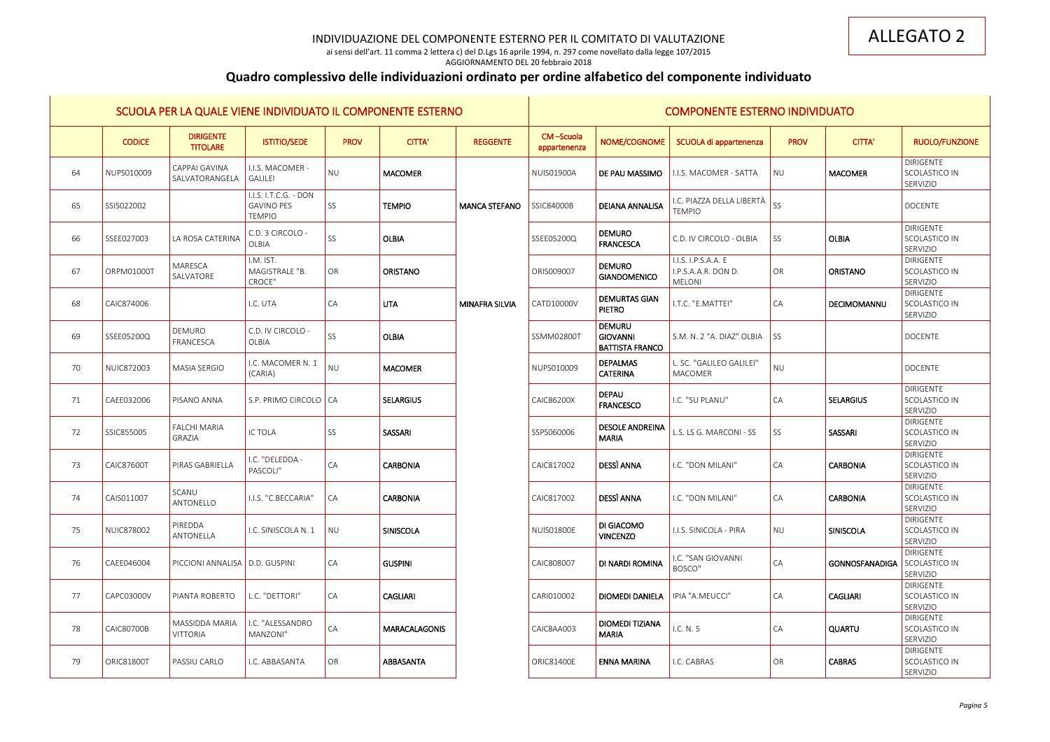INDIVIDUAZIONE DEL COMPONENTE ESTERNO PER IL COMITATO DI VALUTAZIONE

ai sensi dell'art. 11 comma 2 lettera c) del D.Lgs 16 aprile 1994, n. 297 come novellato dalla legge 107/2015

AGGIORNAMENTO DEL 20 febbraio 2018

ALLEGATO 2

## Quadro complessivo delle individuazioni ordinato per ordine alfabetico del componente individuato

| SCUOLA PER LA QUALE VIENE INDIVIDUATO IL COMPONENTE ESTERNO | | | | | | | COMPONENTE ESTERNO INDIVIDUATO | | | | | |
|---|---|---|---|---|---|---|---|---|---|---|---|---|
| | CODICE | DIRIGENTE TITOLARE | ISTITIO/SEDE | PROV | CITTA' | REGGENTE | CM –Scuola appartenenza | NOME/COGNOME | SCUOLA di appartenenza | PROV | CITTA' | RUOLO/FUNZIONE |
| 64 | NUPS010009 | CAPPAI GAVINA SALVATORANGELA | I.I.S. MACOMER - GALILEI | NU | MACOMER | | NUIS01900A | DE PAU MASSIMO | I.I.S. MACOMER - SATTA | NU | MACOMER | DIRIGENTE SCOLASTICO IN SERVIZIO |
| 65 | SSIS022002 | | I.I.S. I.T.C.G. - DON GAVINO PES TEMPIO | SS | TEMPIO | MANCA STEFANO | SSIC84000B | DEIANA ANNALISA | I.C. PIAZZA DELLA LIBERTÀ TEMPIO | SS | | DOCENTE |
| 66 | SSEE027003 | LA ROSA CATERINA | C.D. 3 CIRCOLO - OLBIA | SS | OLBIA | | SSEE05200Q | DEMURO FRANCESCA | C.D. IV CIRCOLO - OLBIA | SS | OLBIA | DIRIGENTE SCOLASTICO IN SERVIZIO |
| 67 | ORPM01000T | MARESCA SALVATORE | I.M. IST. MAGISTRALE "B. CROCE" | OR | ORISTANO | | ORIS009007 | DEMURO GIANDOMENICO | I.I.S. I.P.S.A.A. E I.P.S.A.A.R. DON D. MELONI | OR | ORISTANO | DIRIGENTE SCOLASTICO IN SERVIZIO |
| 68 | CAIC874006 | | I.C. UTA | CA | UTA | MINAFRA SILVIA | CATD10000V | DEMURTAS GIAN PIETRO | I.T.C. "E.MATTEI" | CA | DECIMOMANNU | DIRIGENTE SCOLASTICO IN SERVIZIO |
| 69 | SSEE05200Q | DEMURO FRANCESCA | C.D. IV CIRCOLO - OLBIA | SS | OLBIA | | SSMM02800T | DEMURU GIOVANNI BATTISTA FRANCO | S.M. N. 2 "A. DIAZ" OLBIA | SS | | DOCENTE |
| 70 | NUIC872003 | MASIA SERGIO | I.C. MACOMER N. 1 (CARIA) | NU | MACOMER | | NUPS010009 | DEPALMAS CATERINA | L. SC. "GALILEO GALILEI" MACOMER | NU | | DOCENTE |
| 71 | CAEE032006 | PISANO ANNA | S.P. PRIMO CIRCOLO | CA | SELARGIUS | | CAIC86200X | DEPAU FRANCESCO | I.C. "SU PLANU" | CA | SELARGIUS | DIRIGENTE SCOLASTICO IN SERVIZIO |
| 72 | SSIC855005 | FALCHI MARIA GRAZIA | IC TOLA | SS | SASSARI | | SSPS060006 | DESOLE ANDREINA MARIA | L.S. LS G. MARCONI - SS | SS | SASSARI | DIRIGENTE SCOLASTICO IN SERVIZIO |
| 73 | CAIC87600T | PIRAS GABRIELLA | I.C. "DELEDDA - PASCOLI" | CA | CARBONIA | | CAIC817002 | DESSÌ ANNA | I.C. "DON MILANI" | CA | CARBONIA | DIRIGENTE SCOLASTICO IN SERVIZIO |
| 74 | CAIS011007 | SCANU ANTONELLO | I.I.S. "C.BECCARIA" | CA | CARBONIA | | CAIC817002 | DESSÌ ANNA | I.C. "DON MILANI" | CA | CARBONIA | DIRIGENTE SCOLASTICO IN SERVIZIO |
| 75 | NUIC878002 | PIREDDA ANTONELLA | I.C. SINISCOLA N. 1 | NU | SINISCOLA | | NUIS01800E | DI GIACOMO VINCENZO | I.I.S. SINICOLA - PIRA | NU | SINISCOLA | DIRIGENTE SCOLASTICO IN SERVIZIO |
| 76 | CAEE046004 | PICCIONI ANNALISA | D.D. GUSPINI | CA | GUSPINI | | CAIC808007 | DI NARDI ROMINA | I.C. "SAN GIOVANNI BOSCO" | CA | GONNOSFANADIGA | DIRIGENTE SCOLASTICO IN SERVIZIO |
| 77 | CAPC03000V | PIANTA ROBERTO | L.C. "DETTORI" | CA | CAGLIARI | | CARI010002 | DIOMEDI DANIELA | IPIA "A.MEUCCI" | CA | CAGLIARI | DIRIGENTE SCOLASTICO IN SERVIZIO |
| 78 | CAIC80700B | MASSIDDA MARIA VITTORIA | I.C. "ALESSANDRO MANZONI" | CA | MARACALAGONIS | | CAIC8AA003 | DIOMEDI TIZIANA MARIA | I.C. N. 5 | CA | QUARTU | DIRIGENTE SCOLASTICO IN SERVIZIO |
| 79 | ORIC81800T | PASSIU CARLO | I.C. ABBASANTA | OR | ABBASANTA | | ORIC81400E | ENNA MARINA | I.C. CABRAS | OR | CABRAS | DIRIGENTE SCOLASTICO IN SERVIZIO |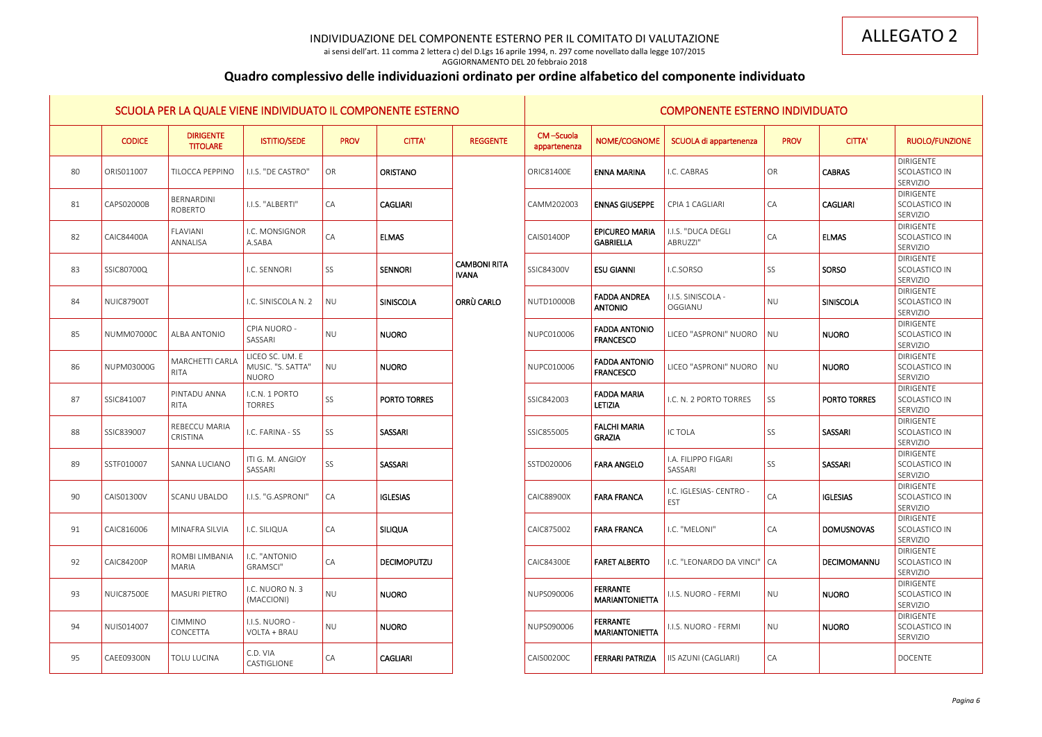ALLEGATO 2

INDIVIDUAZIONE DEL COMPONENTE ESTERNO PER IL COMITATO DI VALUTAZIONE

ai sensi dell'art. 11 comma 2 lettera c) del D.Lgs 16 aprile 1994, n. 297 come novellato dalla legge 107/2015

AGGIORNAMENTO DEL 20 febbraio 2018

## Quadro complessivo delle individuazioni ordinato per ordine alfabetico del componente individuato

| SCUOLA PER LA QUALE VIENE INDIVIDUATO IL COMPONENTE ESTERNO | | | | | | | COMPONENTE ESTERNO INDIVIDUATO | | | | | |
|---|---|---|---|---|---|---|---|---|---|---|---|---|
| | CODICE | DIRIGENTE TITOLARE | ISTITIO/SEDE | PROV | CITTA' | REGGENTE | CM –Scuola appartenenza | NOME/COGNOME | SCUOLA di appartenenza | PROV | CITTA' | RUOLO/FUNZIONE |
| 80 | ORIS011007 | TILOCCA PEPPINO | I.I.S. "DE CASTRO" | OR | ORISTANO | | ORIC81400E | ENNA MARINA | I.C. CABRAS | OR | CABRAS | DIRIGENTE SCOLASTICO IN SERVIZIO |
| 81 | CAPS02000B | BERNARDINI ROBERTO | I.I.S. "ALBERTI" | CA | CAGLIARI | | CAMM202003 | ENNAS GIUSEPPE | CPIA 1 CAGLIARI | CA | CAGLIARI | DIRIGENTE SCOLASTICO IN SERVIZIO |
| 82 | CAIC84400A | FLAVIANI ANNALISA | I.C. MONSIGNOR A.SABA | CA | ELMAS | | CAIS01400P | EPICUREO MARIA GABRIELLA | I.I.S. "DUCA DEGLI ABRUZZI" | CA | ELMAS | DIRIGENTE SCOLASTICO IN SERVIZIO |
| 83 | SSIC80700Q | | I.C. SENNORI | SS | SENNORI | CAMBONI RITA IVANA | SSIC84300V | ESU GIANNI | I.C.SORSO | SS | SORSO | DIRIGENTE SCOLASTICO IN SERVIZIO |
| 84 | NUIC87900T | | I.C. SINISCOLA N. 2 | NU | SINISCOLA | ORRÙ CARLO | NUTD10000B | FADDA ANDREA ANTONIO | I.I.S. SINISCOLA - OGGIANU | NU | SINISCOLA | DIRIGENTE SCOLASTICO IN SERVIZIO |
| 85 | NUMM07000C | ALBA ANTONIO | CPIA NUORO - SASSARI | NU | NUORO | | NUPC010006 | FADDA ANTONIO FRANCESCO | LICEO "ASPRONI" NUORO | NU | NUORO | DIRIGENTE SCOLASTICO IN SERVIZIO |
| 86 | NUPM03000G | MARCHETTI CARLA RITA | LICEO SC. UM. E MUSIC. "S. SATTA" NUORO | NU | NUORO | | NUPC010006 | FADDA ANTONIO FRANCESCO | LICEO "ASPRONI" NUORO | NU | NUORO | DIRIGENTE SCOLASTICO IN SERVIZIO |
| 87 | SSIC841007 | PINTADU ANNA RITA | I.C.N. 1 PORTO TORRES | SS | PORTO TORRES | | SSIC842003 | FADDA MARIA LETIZIA | I.C. N. 2 PORTO TORRES | SS | PORTO TORRES | DIRIGENTE SCOLASTICO IN SERVIZIO |
| 88 | SSIC839007 | REBECCU MARIA CRISTINA | I.C. FARINA - SS | SS | SASSARI | | SSIC855005 | FALCHI MARIA GRAZIA | IC TOLA | SS | SASSARI | DIRIGENTE SCOLASTICO IN SERVIZIO |
| 89 | SSTF010007 | SANNA LUCIANO | ITI G. M. ANGIOY SASSARI | SS | SASSARI | | SSTD020006 | FARA ANGELO | I.A. FILIPPO FIGARI SASSARI | SS | SASSARI | DIRIGENTE SCOLASTICO IN SERVIZIO |
| 90 | CAIS01300V | SCANU UBALDO | I.I.S. "G.ASPRONI" | CA | IGLESIAS | | CAIC88900X | FARA FRANCA | I.C. IGLESIAS- CENTRO - EST | CA | IGLESIAS | DIRIGENTE SCOLASTICO IN SERVIZIO |
| 91 | CAIC816006 | MINAFRA SILVIA | I.C. SILIQUA | CA | SILIQUA | | CAIC875002 | FARA FRANCA | I.C. "MELONI" | CA | DOMUSNOVAS | DIRIGENTE SCOLASTICO IN SERVIZIO |
| 92 | CAIC84200P | ROMBI LIMBANIA MARIA | I.C. "ANTONIO GRAMSCI" | CA | DECIMOPUTZU | | CAIC84300E | FARET ALBERTO | I.C. "LEONARDO DA VINCI" | CA | DECIMOMANNU | DIRIGENTE SCOLASTICO IN SERVIZIO |
| 93 | NUIC87500E | MASURI PIETRO | I.C. NUORO N. 3 (MACCIONI) | NU | NUORO | | NUPS090006 | FERRANTE MARIANTONIETTA | I.I.S. NUORO - FERMI | NU | NUORO | DIRIGENTE SCOLASTICO IN SERVIZIO |
| 94 | NUIS014007 | CIMMINO CONCETTA | I.I.S. NUORO - VOLTA + BRAU | NU | NUORO | | NUPS090006 | FERRANTE MARIANTONIETTA | I.I.S. NUORO - FERMI | NU | NUORO | DIRIGENTE SCOLASTICO IN SERVIZIO |
| 95 | CAEE09300N | TOLU LUCINA | C.D. VIA CASTIGLIONE | CA | CAGLIARI | | CAIS00200C | FERRARI PATRIZIA | IIS AZUNI (CAGLIARI) | CA | | DOCENTE |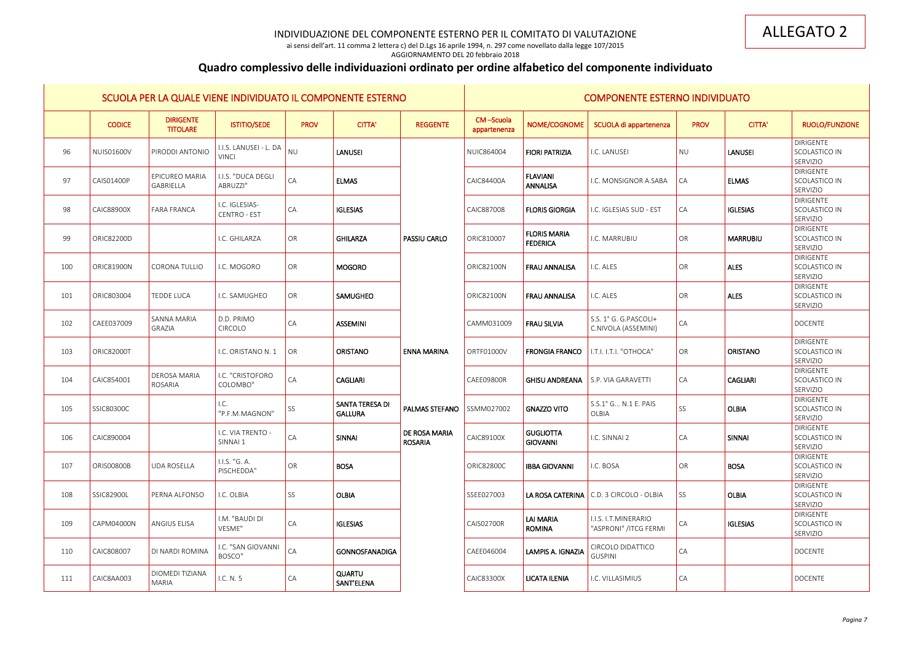INDIVIDUAZIONE DEL COMPONENTE ESTERNO PER IL COMITATO DI VALUTAZIONE

ai sensi dell'art. 11 comma 2 lettera c) del D.Lgs 16 aprile 1994, n. 297 come novellato dalla legge 107/2015

AGGIORNAMENTO DEL 20 febbraio 2018

ALLEGATO 2

## Quadro complessivo delle individuazioni ordinato per ordine alfabetico del componente individuato

| SCUOLA PER LA QUALE VIENE INDIVIDUATO IL COMPONENTE ESTERNO | | | | | | | COMPONENTE ESTERNO INDIVIDUATO | | | | | |
|---|---|---|---|---|---|---|---|---|---|---|---|---|
| | CODICE | DIRIGENTE TITOLARE | ISTITO/SEDE | PROV | CITTA' | REGGENTE | CM –Scuola appartenenza | NOME/COGNOME | SCUOLA di appartenenza | PROV | CITTA' | RUOLO/FUNZIONE |
| 96 | NUIS01600V | PIRODDI ANTONIO | I.I.S. LANUSEI - L. DA VINCI | NU | LANUSEI | | NUIC864004 | FIORI PATRIZIA | I.C. LANUSEI | NU | LANUSEI | DIRIGENTE SCOLASTICO IN SERVIZIO |
| 97 | CAIS01400P | EPICUREO MARIA GABRIELLA | I.I.S. "DUCA DEGLI ABRUZZI" | CA | ELMAS | | CAIC84400A | FLAVIANI ANNALISA | I.C. MONSIGNOR A.SABA | CA | ELMAS | DIRIGENTE SCOLASTICO IN SERVIZIO |
| 98 | CAIC88900X | FARA FRANCA | I.C. IGLESIAS-CENTRO - EST | CA | IGLESIAS | | CAIC887008 | FLORIS GIORGIA | I.C. IGLESIAS SUD - EST | CA | IGLESIAS | DIRIGENTE SCOLASTICO IN SERVIZIO |
| 99 | ORIC82200D | | I.C. GHILARZA | OR | GHILARZA | PASSIU CARLO | ORIC810007 | FLORIS MARIA FEDERICA | I.C. MARRUBIU | OR | MARRUBIU | DIRIGENTE SCOLASTICO IN SERVIZIO |
| 100 | ORIC81900N | CORONA TULLIO | I.C. MOGORO | OR | MOGORO | | ORIC82100N | FRAU ANNALISA | I.C. ALES | OR | ALES | DIRIGENTE SCOLASTICO IN SERVIZIO |
| 101 | ORIC803004 | TEDDE LUCA | I.C. SAMUGHEO | OR | SAMUGHEO | | ORIC82100N | FRAU ANNALISA | I.C. ALES | OR | ALES | DIRIGENTE SCOLASTICO IN SERVIZIO |
| 102 | CAEE037009 | SANNA MARIA GRAZIA | D.D. PRIMO CIRCOLO | CA | ASSEMINI | | CAMM031009 | FRAU SILVIA | S.S. 1° G. G.PASCOLI+ C.NIVOLA (ASSEMINI) | CA | | DOCENTE |
| 103 | ORIC82000T | | I.C. ORISTANO N. 1 | OR | ORISTANO | ENNA MARINA | ORTF01000V | FRONGIA FRANCO | I.T.I. I.T.I. "OTHOCA" | OR | ORISTANO | DIRIGENTE SCOLASTICO IN SERVIZIO |
| 104 | CAIC854001 | DEROSA MARIA ROSARIA | I.C. "CRISTOFORO COLOMBO" | CA | CAGLIARI | | CAEE09800R | GHISU ANDREANA | S.P. VIA GARAVETTI | CA | CAGLIARI | DIRIGENTE SCOLASTICO IN SERVIZIO |
| 105 | SSIC80300C | | I.C. "P.F.M.MAGNON" | SS | SANTA TERESA DI GALLURA | PALMAS STEFANO | SSMM027002 | GNAZZO VITO | S.S.1° G... N.1 E. PAIS OLBIA | SS | OLBIA | DIRIGENTE SCOLASTICO IN SERVIZIO |
| 106 | CAIC890004 | | I.C. VIA TRENTO - SINNAI 1 | CA | SINNAI | DE ROSA MARIA ROSARIA | CAIC89100X | GUGLIOTTA GIOVANNI | I.C. SINNAI 2 | CA | SINNAI | DIRIGENTE SCOLASTICO IN SERVIZIO |
| 107 | ORIS00800B | UDA ROSELLA | I.I.S. "G. A. PISCHEDDA" | OR | BOSA | | ORIC82800C | IBBA GIOVANNI | I.C. BOSA | OR | BOSA | DIRIGENTE SCOLASTICO IN SERVIZIO |
| 108 | SSIC82900L | PERNA ALFONSO | I.C. OLBIA | SS | OLBIA | | SSEE027003 | LA ROSA CATERINA | C.D. 3 CIRCOLO - OLBIA | SS | OLBIA | DIRIGENTE SCOLASTICO IN SERVIZIO |
| 109 | CAPM04000N | ANGIUS ELISA | I.M. "BAUDI DI VESME" | CA | IGLESIAS | | CAIS02700R | LAI MARIA ROMINA | I.I.S. I.T.MINERARIO "ASPRONI" /ITCG FERMI | CA | IGLESIAS | DIRIGENTE SCOLASTICO IN SERVIZIO |
| 110 | CAIC808007 | DI NARDI ROMINA | I.C. "SAN GIOVANNI BOSCO" | CA | GONNOSFANADIGA | | CAEE046004 | LAMPIS A. IGNAZIA | CIRCOLO DIDATTICO GUSPINI | CA | | DOCENTE |
| 111 | CAIC8AA003 | DIOMEDI TIZIANA MARIA | I.C. N. 5 | CA | QUARTU SANT'ELENA | | CAIC83300X | LICATA ILENIA | I.C. VILLASIMIUS | CA | | DOCENTE |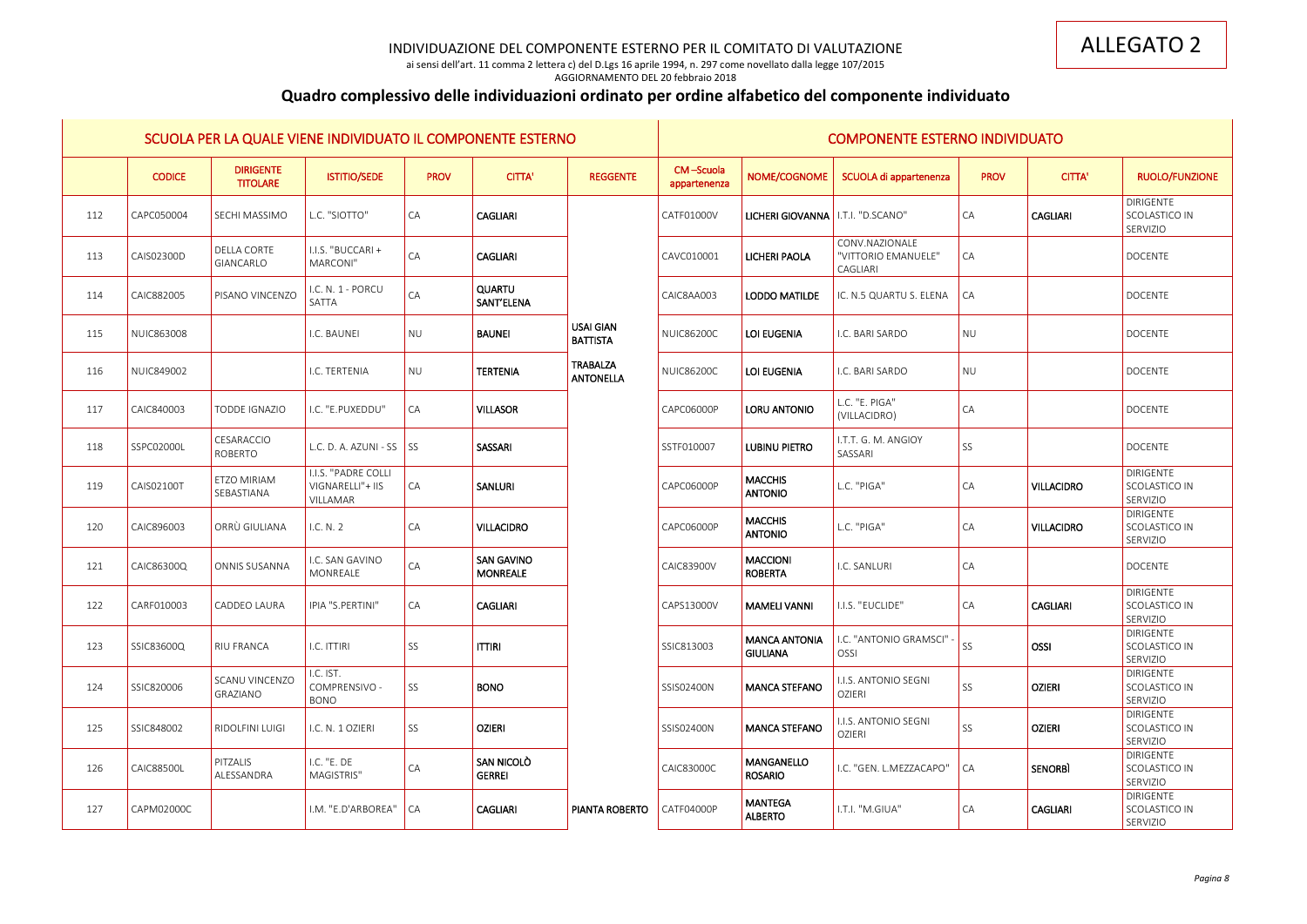ALLEGATO 2

INDIVIDUAZIONE DEL COMPONENTE ESTERNO PER IL COMITATO DI VALUTAZIONE

ai sensi dell'art. 11 comma 2 lettera c) del D.Lgs 16 aprile 1994, n. 297 come novellato dalla legge 107/2015

AGGIORNAMENTO DEL 20 febbraio 2018

## Quadro complessivo delle individuazioni ordinato per ordine alfabetico del componente individuato

| SCUOLA PER LA QUALE VIENE INDIVIDUATO IL COMPONENTE ESTERNO | | | | | | | COMPONENTE ESTERNO INDIVIDUATO | | | | | |
|---|---|---|---|---|---|---|---|---|---|---|---|---|
| | CODICE | DIRIGENTE TITOLARE | ISTITIO/SEDE | PROV | CITTA' | REGGENTE | CM –Scuola appartenenza | NOME/COGNOME | SCUOLA di appartenenza | PROV | CITTA' | RUOLO/FUNZIONE |
| 112 | CAPC050004 | SECHI MASSIMO | L.C. "SIOTTO" | CA | CAGLIARI | | CATF01000V | LICHERI GIOVANNA | I.T.I. "D.SCANO" | CA | CAGLIARI | DIRIGENTE SCOLASTICO IN SERVIZIO |
| 113 | CAIS02300D | DELLA CORTE GIANCARLO | I.I.S. "BUCCARI + MARCONI" | CA | CAGLIARI | | CAVC010001 | LICHERI PAOLA | CONV.NAZIONALE "VITTORIO EMANUELE" CAGLIARI | CA | | DOCENTE |
| 114 | CAIC882005 | PISANO VINCENZO | I.C. N. 1 - PORCU SATTA | CA | QUARTU SANT'ELENA | | CAIC8AA003 | LODDO MATILDE | IC. N.5 QUARTU S. ELENA | CA | | DOCENTE |
| 115 | NUIC863008 | | I.C. BAUNEI | NU | BAUNEI | USAI GIAN BATTISTA | NUIC86200C | LOI EUGENIA | I.C. BARI SARDO | NU | | DOCENTE |
| 116 | NUIC849002 | | I.C. TERTENIA | NU | TERTENIA | TRABALZA ANTONELLA | NUIC86200C | LOI EUGENIA | I.C. BARI SARDO | NU | | DOCENTE |
| 117 | CAIC840003 | TODDE IGNAZIO | I.C. "E.PUXEDDU" | CA | VILLASOR | | CAPC06000P | LORU ANTONIO | L.C. "E. PIGA" (VILLACIDRO) | CA | | DOCENTE |
| 118 | SSPC02000L | CESARACCIO ROBERTO | L.C. D. A. AZUNI - SS | SS | SASSARI | | SSTF010007 | LUBINU PIETRO | I.T.T. G. M. ANGIOY SASSARI | SS | | DOCENTE |
| 119 | CAIS02100T | ETZO MIRIAM SEBASTIANA | I.I.S. "PADRE COLLI VIGNARELLI"+ IIS VILLAMAR | CA | SANLURI | | CAPC06000P | MACCHIS ANTONIO | L.C. "PIGA" | CA | VILLACIDRO | DIRIGENTE SCOLASTICO IN SERVIZIO |
| 120 | CAIC896003 | ORRÙ GIULIANA | I.C. N. 2 | CA | VILLACIDRO | | CAPC06000P | MACCHIS ANTONIO | L.C. "PIGA" | CA | VILLACIDRO | DIRIGENTE SCOLASTICO IN SERVIZIO |
| 121 | CAIC86300Q | ONNIS SUSANNA | I.C. SAN GAVINO MONREALE | CA | SAN GAVINO MONREALE | | CAIC83900V | MACCIONI ROBERTA | I.C. SANLURI | CA | | DOCENTE |
| 122 | CARF010003 | CADDEO LAURA | IPIA "S.PERTINI" | CA | CAGLIARI | | CAPS13000V | MAMELI VANNI | I.I.S. "EUCLIDE" | CA | CAGLIARI | DIRIGENTE SCOLASTICO IN SERVIZIO |
| 123 | SSIC83600Q | RIU FRANCA | I.C. ITTIRI | SS | ITTIRI | | SSIC813003 | MANCA ANTONIA GIULIANA | I.C. "ANTONIO GRAMSCI" - OSSI | SS | OSSI | DIRIGENTE SCOLASTICO IN SERVIZIO |
| 124 | SSIC820006 | SCANU VINCENZO GRAZIANO | I.C. IST. COMPRENSIVO - BONO | SS | BONO | | SSIS02400N | MANCA STEFANO | I.I.S. ANTONIO SEGNI OZIERI | SS | OZIERI | DIRIGENTE SCOLASTICO IN SERVIZIO |
| 125 | SSIC848002 | RIDOLFINI LUIGI | I.C. N. 1 OZIERI | SS | OZIERI | | SSIS02400N | MANCA STEFANO | I.I.S. ANTONIO SEGNI OZIERI | SS | OZIERI | DIRIGENTE SCOLASTICO IN SERVIZIO |
| 126 | CAIC88500L | PITZALIS ALESSANDRA | I.C. "E. DE MAGISTRIS" | CA | SAN NICOLÒ GERREI | | CAIC83000C | MANGANELLO ROSARIO | I.C. "GEN. L.MEZZACAPO" | CA | SENORBÌ | DIRIGENTE SCOLASTICO IN SERVIZIO |
| 127 | CAPM02000C | | I.M. "E.D'ARBOREA" | CA | CAGLIARI | PIANTA ROBERTO | CATF04000P | MANTEGA ALBERTO | I.T.I. "M.GIUA" | CA | CAGLIARI | DIRIGENTE SCOLASTICO IN SERVIZIO |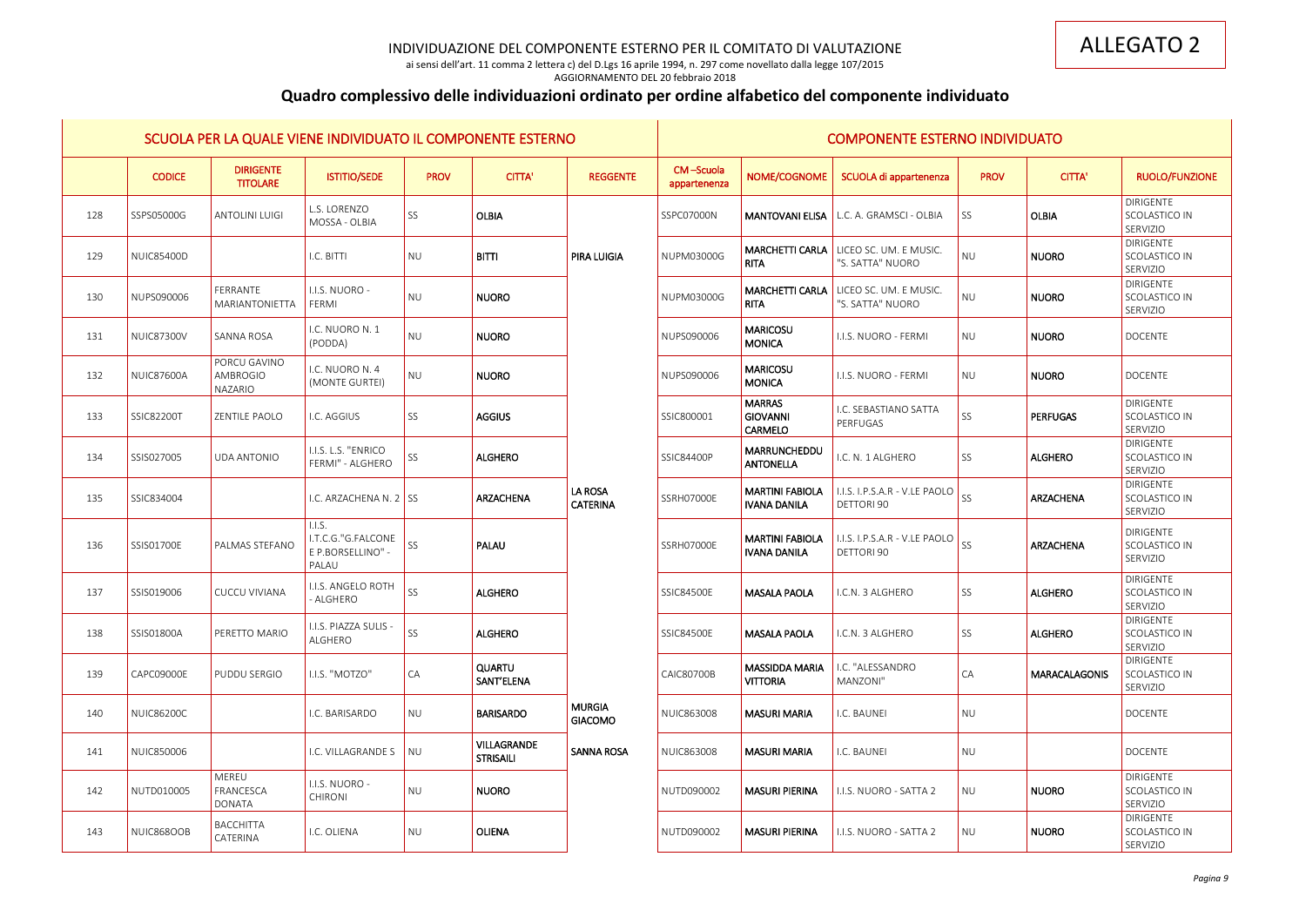ALLEGATO 2

INDIVIDUAZIONE DEL COMPONENTE ESTERNO PER IL COMITATO DI VALUTAZIONE

ai sensi dell'art. 11 comma 2 lettera c) del D.Lgs 16 aprile 1994, n. 297 come novellato dalla legge 107/2015

AGGIORNAMENTO DEL 20 febbraio 2018

## Quadro complessivo delle individuazioni ordinato per ordine alfabetico del componente individuato

| SCUOLA PER LA QUALE VIENE INDIVIDUATO IL COMPONENTE ESTERNO | | | | | | | COMPONENTE ESTERNO INDIVIDUATO | | | | | |
|---|---|---|---|---|---|---|---|---|---|---|---|---|
| | CODICE | DIRIGENTE TITOLARE | ISTITIO/SEDE | PROV | CITTA' | REGGENTE | CM –Scuola appartenenza | NOME/COGNOME | SCUOLA di appartenenza | PROV | CITTA' | RUOLO/FUNZIONE |
| 128 | SSPS05000G | ANTOLINI LUIGI | L.S. LORENZO MOSSA - OLBIA | SS | OLBIA | | SSPC07000N | MANTOVANI ELISA | L.C. A. GRAMSCI - OLBIA | SS | OLBIA | DIRIGENTE SCOLASTICO IN SERVIZIO |
| 129 | NUIC85400D | | I.C. BITTI | NU | BITTI | PIRA LUIGIA | NUPM03000G | MARCHETTI CARLA RITA | LICEO SC. UM. E MUSIC. "S. SATTA" NUORO | NU | NUORO | DIRIGENTE SCOLASTICO IN SERVIZIO |
| 130 | NUPS090006 | FERRANTE MARIANTONIETTA | I.I.S. NUORO - FERMI | NU | NUORO | | NUPM03000G | MARCHETTI CARLA RITA | LICEO SC. UM. E MUSIC. "S. SATTA" NUORO | NU | NUORO | DIRIGENTE SCOLASTICO IN SERVIZIO |
| 131 | NUIC87300V | SANNA ROSA | I.C. NUORO N. 1 (PODDA) | NU | NUORO | | NUPS090006 | MARICOSU MONICA | I.I.S. NUORO - FERMI | NU | NUORO | DOCENTE |
| 132 | NUIC87600A | PORCU GAVINO AMBROGIO NAZARIO | I.C. NUORO N. 4 (MONTE GURTEI) | NU | NUORO | | NUPS090006 | MARICOSU MONICA | I.I.S. NUORO - FERMI | NU | NUORO | DOCENTE |
| 133 | SSIC82200T | ZENTILE PAOLO | I.C. AGGIUS | SS | AGGIUS | | SSIC800001 | MARRAS GIOVANNI CARMELO | I.C. SEBASTIANO SATTA PERFUGAS | SS | PERFUGAS | DIRIGENTE SCOLASTICO IN SERVIZIO |
| 134 | SSIS027005 | UDA ANTONIO | I.I.S. L.S. "ENRICO FERMI" - ALGHERO | SS | ALGHERO | | SSIC84400P | MARRUNCHEDDU ANTONELLA | I.C. N. 1 ALGHERO | SS | ALGHERO | DIRIGENTE SCOLASTICO IN SERVIZIO |
| 135 | SSIC834004 | | I.C. ARZACHENA N. 2 | SS | ARZACHENA | LA ROSA CATERINA | SSRH07000E | MARTINI FABIOLA IVANA DANILA | I.I.S. I.P.S.A.R - V.LE PAOLO DETTORI 90 | SS | ARZACHENA | DIRIGENTE SCOLASTICO IN SERVIZIO |
| 136 | SSIS01700E | PALMAS STEFANO | I.I.S. I.T.C.G."G.FALCONE E P.BORSELLINO" - PALAU | SS | PALAU | | SSRH07000E | MARTINI FABIOLA IVANA DANILA | I.I.S. I.P.S.A.R - V.LE PAOLO DETTORI 90 | SS | ARZACHENA | DIRIGENTE SCOLASTICO IN SERVIZIO |
| 137 | SSIS019006 | CUCCU VIVIANA | I.I.S. ANGELO ROTH - ALGHERO | SS | ALGHERO | | SSIC84500E | MASALA PAOLA | I.C.N. 3 ALGHERO | SS | ALGHERO | DIRIGENTE SCOLASTICO IN SERVIZIO |
| 138 | SSIS01800A | PERETTO MARIO | I.I.S. PIAZZA SULIS - ALGHERO | SS | ALGHERO | | SSIC84500E | MASALA PAOLA | I.C.N. 3 ALGHERO | SS | ALGHERO | DIRIGENTE SCOLASTICO IN SERVIZIO |
| 139 | CAPC09000E | PUDDU SERGIO | I.I.S. "MOTZO" | CA | QUARTU SANT'ELENA | | CAIC80700B | MASSIDDA MARIA VITTORIA | I.C. "ALESSANDRO MANZONI" | CA | MARACALAGONIS | DIRIGENTE SCOLASTICO IN SERVIZIO |
| 140 | NUIC86200C | | I.C. BARISARDO | NU | BARISARDO | MURGIA GIACOMO | NUIC863008 | MASURI MARIA | I.C. BAUNEI | NU | | DOCENTE |
| 141 | NUIC850006 | | I.C. VILLAGRANDE S | NU | VILLAGRANDE STRISAILI | SANNA ROSA | NUIC863008 | MASURI MARIA | I.C. BAUNEI | NU | | DOCENTE |
| 142 | NUTD010005 | MEREU FRANCESCA DONATA | I.I.S. NUORO - CHIRONI | NU | NUORO | | NUTD090002 | MASURI PIERINA | I.I.S. NUORO - SATTA 2 | NU | NUORO | DIRIGENTE SCOLASTICO IN SERVIZIO |
| 143 | NUIC868OOB | BACCHITTA CATERINA | I.C. OLIENA | NU | OLIENA | | NUTD090002 | MASURI PIERINA | I.I.S. NUORO - SATTA 2 | NU | NUORO | DIRIGENTE SCOLASTICO IN SERVIZIO |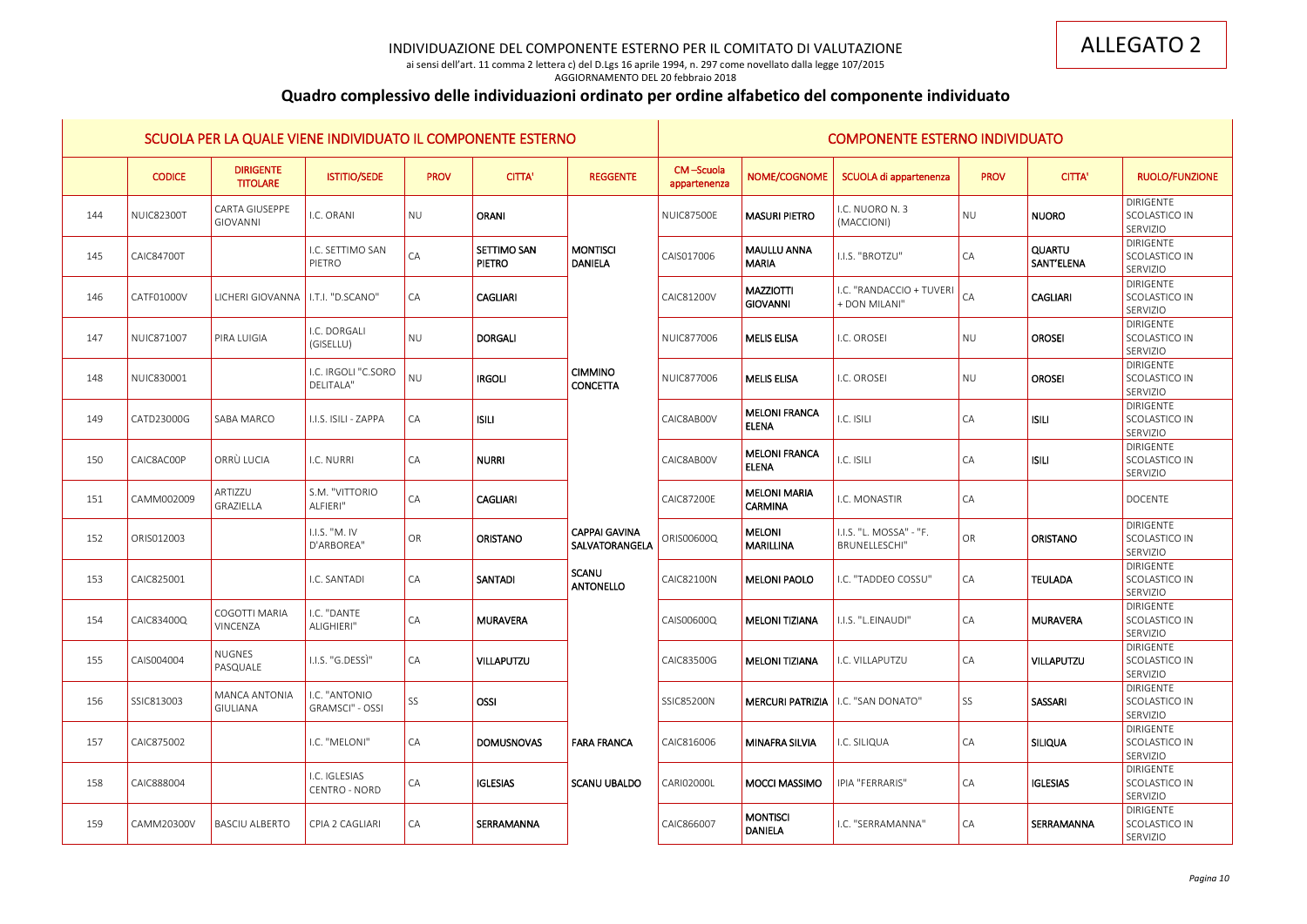ALLEGATO 2

INDIVIDUAZIONE DEL COMPONENTE ESTERNO PER IL COMITATO DI VALUTAZIONE

ai sensi dell'art. 11 comma 2 lettera c) del D.Lgs 16 aprile 1994, n. 297 come novellato dalla legge 107/2015

AGGIORNAMENTO DEL 20 febbraio 2018

## Quadro complessivo delle individuazioni ordinato per ordine alfabetico del componente individuato

| SCUOLA PER LA QUALE VIENE INDIVIDUATO IL COMPONENTE ESTERNO | | | | | | | COMPONENTE ESTERNO INDIVIDUATO | | | | | |
|---|---|---|---|---|---|---|---|---|---|---|---|---|
| | CODICE | DIRIGENTE TITOLARE | ISTITIO/SEDE | PROV | CITTA' | REGGENTE | CM –Scuola appartenenza | NOME/COGNOME | SCUOLA di appartenenza | PROV | CITTA' | RUOLO/FUNZIONE |
| 144 | NUIC82300T | CARTA GIUSEPPE GIOVANNI | I.C. ORANI | NU | ORANI | | NUIC87500E | MASURI PIETRO | I.C. NUORO N. 3 (MACCIONI) | NU | NUORO | DIRIGENTE SCOLASTICO IN SERVIZIO |
| 145 | CAIC84700T | | I.C. SETTIMO SAN PIETRO | CA | SETTIMO SAN PIETRO | MONTISCI DANIELA | CAIS017006 | MAULLU ANNA MARIA | I.I.S. "BROTZU" | CA | QUARTU SANT'ELENA | DIRIGENTE SCOLASTICO IN SERVIZIO |
| 146 | CATF01000V | LICHERI GIOVANNA | I.T.I. "D.SCANO" | CA | CAGLIARI | | CAIC81200V | MAZZIOTTI GIOVANNI | I.C. "RANDACCIO + TUVERI + DON MILANI" | CA | CAGLIARI | DIRIGENTE SCOLASTICO IN SERVIZIO |
| 147 | NUIC871007 | PIRA LUIGIA | I.C. DORGALI (GISELLU) | NU | DORGALI | | NUIC877006 | MELIS ELISA | I.C. OROSEI | NU | OROSEI | DIRIGENTE SCOLASTICO IN SERVIZIO |
| 148 | NUIC830001 | | I.C. IRGOLI "C.SORO DELITALA" | NU | IRGOLI | CIMMINO CONCETTA | NUIC877006 | MELIS ELISA | I.C. OROSEI | NU | OROSEI | DIRIGENTE SCOLASTICO IN SERVIZIO |
| 149 | CATD23000G | SABA MARCO | I.I.S. ISILI - ZAPPA | CA | ISILI | | CAIC8AB00V | MELONI FRANCA ELENA | I.C. ISILI | CA | ISILI | DIRIGENTE SCOLASTICO IN SERVIZIO |
| 150 | CAIC8AC00P | ORRÙ LUCIA | I.C. NURRI | CA | NURRI | | CAIC8AB00V | MELONI FRANCA ELENA | I.C. ISILI | CA | ISILI | DIRIGENTE SCOLASTICO IN SERVIZIO |
| 151 | CAMM002009 | ARTIZZU GRAZIELLA | S.M. "VITTORIO ALFIERI" | CA | CAGLIARI | | CAIC87200E | MELONI MARIA CARMINA | I.C. MONASTIR | CA | | DOCENTE |
| 152 | ORIS012003 | | I.I.S. "M. IV D'ARBOREA" | OR | ORISTANO | CAPPAI GAVINA SALVATORANGELA | ORIS00600Q | MELONI MARILLINA | I.I.S. "L. MOSSA" - "F. BRUNELLESCHI" | OR | ORISTANO | DIRIGENTE SCOLASTICO IN SERVIZIO |
| 153 | CAIC825001 | | I.C. SANTADI | CA | SANTADI | SCANU ANTONELLO | CAIC82100N | MELONI PAOLO | I.C. "TADDEO COSSU" | CA | TEULADA | DIRIGENTE SCOLASTICO IN SERVIZIO |
| 154 | CAIC83400Q | COGOTTI MARIA VINCENZA | I.C. "DANTE ALIGHIERI" | CA | MURAVERA | | CAIS00600Q | MELONI TIZIANA | I.I.S. "L.EINAUDI" | CA | MURAVERA | DIRIGENTE SCOLASTICO IN SERVIZIO |
| 155 | CAIS004004 | NUGNES PASQUALE | I.I.S. "G.DESSÌ" | CA | VILLAPUTZU | | CAIC83500G | MELONI TIZIANA | I.C. VILLAPUTZU | CA | VILLAPUTZU | DIRIGENTE SCOLASTICO IN SERVIZIO |
| 156 | SSIC813003 | MANCA ANTONIA GIULIANA | I.C. "ANTONIO GRAMSCI" - OSSI | SS | OSSI | | SSIC85200N | MERCURI PATRIZIA | I.C. "SAN DONATO" | SS | SASSARI | DIRIGENTE SCOLASTICO IN SERVIZIO |
| 157 | CAIC875002 | | I.C. "MELONI" | CA | DOMUSNOVAS | FARA FRANCA | CAIC816006 | MINAFRA SILVIA | I.C. SILIQUA | CA | SILIQUA | DIRIGENTE SCOLASTICO IN SERVIZIO |
| 158 | CAIC888004 | | I.C. IGLESIAS CENTRO - NORD | CA | IGLESIAS | SCANU UBALDO | CARI02000L | MOCCI MASSIMO | IPIA "FERRARIS" | CA | IGLESIAS | DIRIGENTE SCOLASTICO IN SERVIZIO |
| 159 | CAMM20300V | BASCIU ALBERTO | CPIA 2 CAGLIARI | CA | SERRAMANNA | | CAIC866007 | MONTISCI DANIELA | I.C. "SERRAMANNA" | CA | SERRAMANNA | DIRIGENTE SCOLASTICO IN SERVIZIO |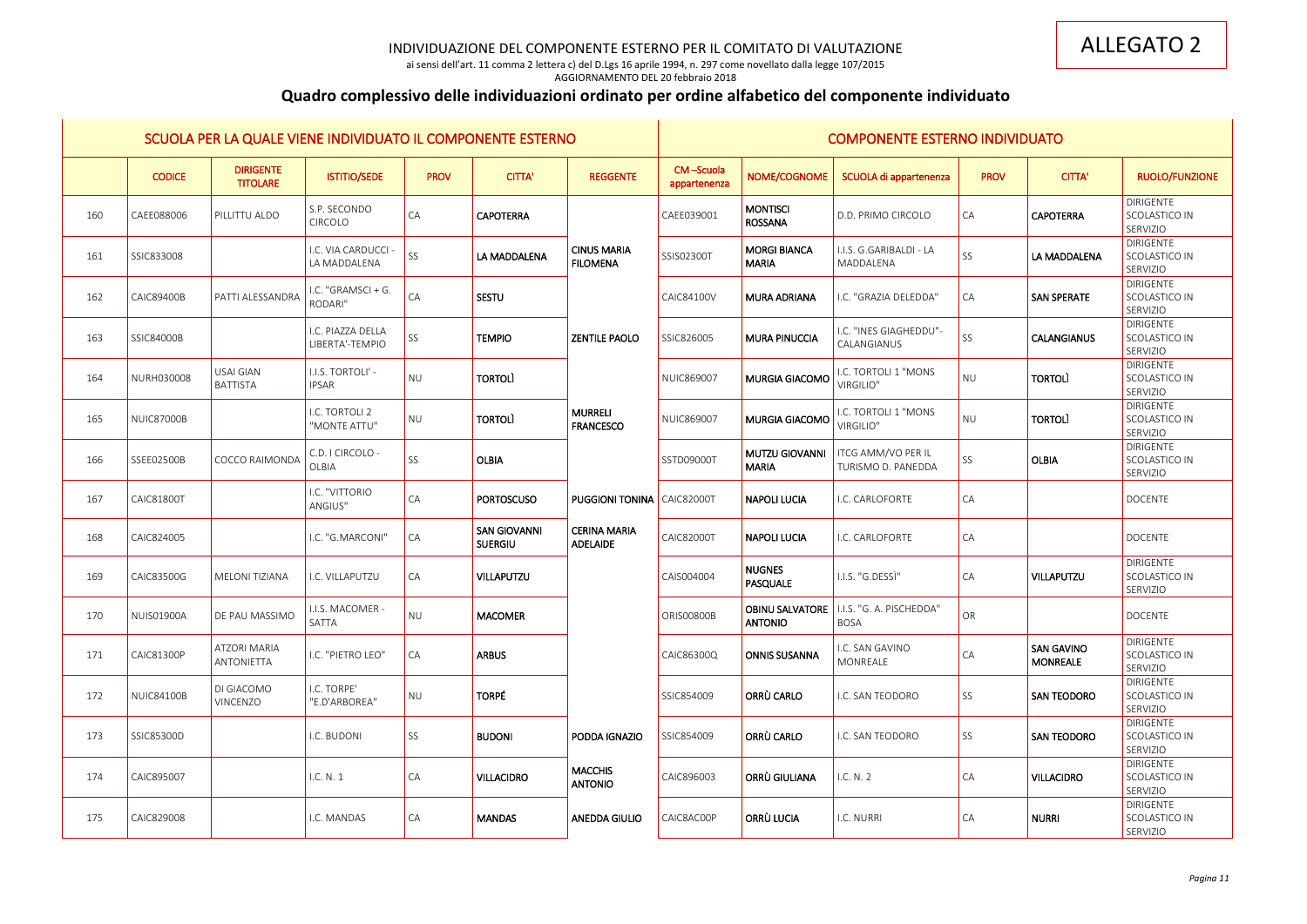ALLEGATO 2

INDIVIDUAZIONE DEL COMPONENTE ESTERNO PER IL COMITATO DI VALUTAZIONE

ai sensi dell'art. 11 comma 2 lettera c) del D.Lgs 16 aprile 1994, n. 297 come novellato dalla legge 107/2015

AGGIORNAMENTO DEL 20 febbraio 2018

## Quadro complessivo delle individuazioni ordinato per ordine alfabetico del componente individuato

| SCUOLA PER LA QUALE VIENE INDIVIDUATO IL COMPONENTE ESTERNO | | | | | | | COMPONENTE ESTERNO INDIVIDUATO | | | | | |
|---|---|---|---|---|---|---|---|---|---|---|---|---|
| | CODICE | DIRIGENTE TITOLARE | ISTITIO/SEDE | PROV | CITTA' | REGGENTE | CM –Scuola appartenenza | NOME/COGNOME | SCUOLA di appartenenza | PROV | CITTA' | RUOLO/FUNZIONE |
| 160 | CAEE088006 | PILLITTU ALDO | S.P. SECONDO CIRCOLO | CA | CAPOTERRA | | CAEE039001 | MONTISCI ROSSANA | D.D. PRIMO CIRCOLO | CA | CAPOTERRA | DIRIGENTE SCOLASTICO IN SERVIZIO |
| 161 | SSIC833008 | | I.C. VIA CARDUCCI - LA MADDALENA | SS | LA MADDALENA | CINUS MARIA FILOMENA | SSIS02300T | MORGI BIANCA MARIA | I.I.S. G.GARIBALDI - LA MADDALENA | SS | LA MADDALENA | DIRIGENTE SCOLASTICO IN SERVIZIO |
| 162 | CAIC89400B | PATTI ALESSANDRA | I.C. "GRAMSCI + G. RODARI" | CA | SESTU | | CAIC84100V | MURA ADRIANA | I.C. "GRAZIA DELEDDA" | CA | SAN SPERATE | DIRIGENTE SCOLASTICO IN SERVIZIO |
| 163 | SSIC84000B | | I.C. PIAZZA DELLA LIBERTA'-TEMPIO | SS | TEMPIO | ZENTILE PAOLO | SSIC826005 | MURA PINUCCIA | I.C. "INES GIAGHEDDU"- CALANGIANUS | SS | CALANGIANUS | DIRIGENTE SCOLASTICO IN SERVIZIO |
| 164 | NURH030008 | USAI GIAN BATTISTA | I.I.S. TORTOLI' - IPSAR | NU | TORTOLÌ | | NUIC869007 | MURGIA GIACOMO | I.C. TORTOLI 1 "MONS VIRGILIO" | NU | TORTOLÌ | DIRIGENTE SCOLASTICO IN SERVIZIO |
| 165 | NUIC87000B | | I.C. TORTOLI 2 "MONTE ATTU" | NU | TORTOLÌ | MURRELI FRANCESCO | NUIC869007 | MURGIA GIACOMO | I.C. TORTOLI 1 "MONS VIRGILIO" | NU | TORTOLÌ | DIRIGENTE SCOLASTICO IN SERVIZIO |
| 166 | SSEE02500B | COCCO RAIMONDA | C.D. I CIRCOLO - OLBIA | SS | OLBIA | | SSTD09000T | MUTZU GIOVANNI MARIA | ITCG AMM/VO PER IL TURISMO D. PANEDDA | SS | OLBIA | DIRIGENTE SCOLASTICO IN SERVIZIO |
| 167 | CAIC81800T | | I.C. "VITTORIO ANGIUS" | CA | PORTOSCUSO | PUGGIONI TONINA | CAIC82000T | NAPOLI LUCIA | I.C. CARLOFORTE | CA | | DOCENTE |
| 168 | CAIC824005 | | I.C. "G.MARCONI" | CA | SAN GIOVANNI SUERGIU | CERINA MARIA ADELAIDE | CAIC82000T | NAPOLI LUCIA | I.C. CARLOFORTE | CA | | DOCENTE |
| 169 | CAIC83500G | MELONI TIZIANA | I.C. VILLAPUTZU | CA | VILLAPUTZU | | CAIS004004 | NUGNES PASQUALE | I.I.S. "G.DESSÌ" | CA | VILLAPUTZU | DIRIGENTE SCOLASTICO IN SERVIZIO |
| 170 | NUIS01900A | DE PAU MASSIMO | I.I.S. MACOMER - SATTA | NU | MACOMER | | ORIS00800B | OBINU SALVATORE ANTONIO | I.I.S. "G. A. PISCHEDDA" BOSA | OR | | DOCENTE |
| 171 | CAIC81300P | ATZORI MARIA ANTONIETTA | I.C. "PIETRO LEO" | CA | ARBUS | | CAIC86300Q | ONNIS SUSANNA | I.C. SAN GAVINO MONREALE | CA | SAN GAVINO MONREALE | DIRIGENTE SCOLASTICO IN SERVIZIO |
| 172 | NUIC84100B | DI GIACOMO VINCENZO | I.C. TORPE' "E.D'ARBOREA" | NU | TORPÉ | | SSIC854009 | ORRÙ CARLO | I.C. SAN TEODORO | SS | SAN TEODORO | DIRIGENTE SCOLASTICO IN SERVIZIO |
| 173 | SSIC85300D | | I.C. BUDONI | SS | BUDONI | PODDA IGNAZIO | SSIC854009 | ORRÙ CARLO | I.C. SAN TEODORO | SS | SAN TEODORO | DIRIGENTE SCOLASTICO IN SERVIZIO |
| 174 | CAIC895007 | | I.C. N. 1 | CA | VILLACIDRO | MACCHIS ANTONIO | CAIC896003 | ORRÙ GIULIANA | I.C. N. 2 | CA | VILLACIDRO | DIRIGENTE SCOLASTICO IN SERVIZIO |
| 175 | CAIC829008 | | I.C. MANDAS | CA | MANDAS | ANEDDA GIULIO | CAIC8AC00P | ORRÙ LUCIA | I.C. NURRI | CA | NURRI | DIRIGENTE SCOLASTICO IN SERVIZIO |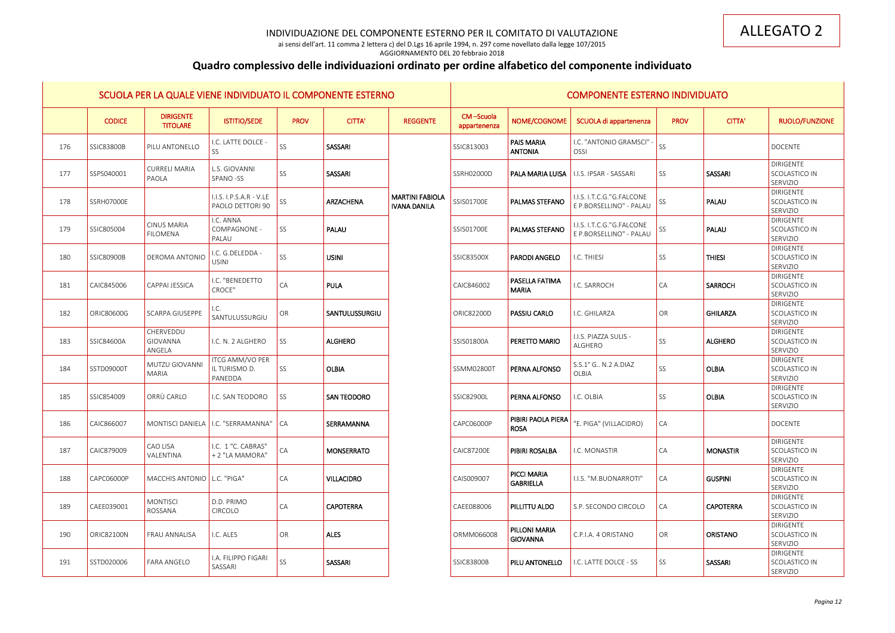ALLEGATO 2

INDIVIDUAZIONE DEL COMPONENTE ESTERNO PER IL COMITATO DI VALUTAZIONE

ai sensi dell'art. 11 comma 2 lettera c) del D.Lgs 16 aprile 1994, n. 297 come novellato dalla legge 107/2015

AGGIORNAMENTO DEL 20 febbraio 2018

## Quadro complessivo delle individuazioni ordinato per ordine alfabetico del componente individuato

| SCUOLA PER LA QUALE VIENE INDIVIDUATO IL COMPONENTE ESTERNO | | | | | | | COMPONENTE ESTERNO INDIVIDUATO | | | | | |
|---|---|---|---|---|---|---|---|---|---|---|---|---|
| | CODICE | DIRIGENTE TITOLARE | ISTITIO/SEDE | PROV | CITTA' | REGGENTE | CM –Scuola appartenenza | NOME/COGNOME | SCUOLA di appartenenza | PROV | CITTA' | RUOLO/FUNZIONE |
| 176 | SSIC83800B | PILU ANTONELLO | I.C. LATTE DOLCE - SS | SS | SASSARI | | SSIC813003 | PAIS MARIA ANTONIA | I.C. "ANTONIO GRAMSCI" - OSSI | SS | | DOCENTE |
| 177 | SSPS040001 | CURRELI MARIA PAOLA | L.S. GIOVANNI SPANO -SS | SS | SASSARI | | SSRH02000D | PALA MARIA LUISA | I.I.S. IPSAR - SASSARI | SS | SASSARI | DIRIGENTE SCOLASTICO IN SERVIZIO |
| 178 | SSRH07000E | | I.I.S. I.P.S.A.R - V.LE PAOLO DETTORI 90 | SS | ARZACHENA | MARTINI FABIOLA IVANA DANILA | SSIS01700E | PALMAS STEFANO | I.I.S. I.T.C.G."G.FALCONE E P.BORSELLINO" - PALAU | SS | PALAU | DIRIGENTE SCOLASTICO IN SERVIZIO |
| 179 | SSIC805004 | CINUS MARIA FILOMENA | I.C. ANNA COMPAGNONE - PALAU | SS | PALAU | | SSIS01700E | PALMAS STEFANO | I.I.S. I.T.C.G."G.FALCONE E P.BORSELLINO" - PALAU | SS | PALAU | DIRIGENTE SCOLASTICO IN SERVIZIO |
| 180 | SSIC80900B | DEROMA ANTONIO | I.C. G.DELEDDA - USINI | SS | USINI | | SSIC83500X | PARODI ANGELO | I.C. THIESI | SS | THIESI | DIRIGENTE SCOLASTICO IN SERVIZIO |
| 181 | CAIC845006 | CAPPAI JESSICA | I.C. "BENEDETTO CROCE" | CA | PULA | | CAIC846002 | PASELLA FATIMA MARIA | I.C. SARROCH | CA | SARROCH | DIRIGENTE SCOLASTICO IN SERVIZIO |
| 182 | ORIC80600G | SCARPA GIUSEPPE | I.C. SANTULUSSURGIU | OR | SANTULUSSURGIU | | ORIC82200D | PASSIU CARLO | I.C. GHILARZA | OR | GHILARZA | DIRIGENTE SCOLASTICO IN SERVIZIO |
| 183 | SSIC84600A | CHERVEDDU GIOVANNA ANGELA | I.C. N. 2 ALGHERO | SS | ALGHERO | | SSIS01800A | PERETTO MARIO | I.I.S. PIAZZA SULIS - ALGHERO | SS | ALGHERO | DIRIGENTE SCOLASTICO IN SERVIZIO |
| 184 | SSTD09000T | MUTZU GIOVANNI MARIA | ITCG AMM/VO PER IL TURISMO D. PANEDDA | SS | OLBIA | | SSMM02800T | PERNA ALFONSO | S.S.1° G.. N.2 A.DIAZ OLBIA | SS | OLBIA | DIRIGENTE SCOLASTICO IN SERVIZIO |
| 185 | SSIC854009 | ORRÙ CARLO | I.C. SAN TEODORO | SS | SAN TEODORO | | SSIC82900L | PERNA ALFONSO | I.C. OLBIA | SS | OLBIA | DIRIGENTE SCOLASTICO IN SERVIZIO |
| 186 | CAIC866007 | MONTISCI DANIELA | I.C. "SERRAMANNA" | CA | SERRAMANNA | | CAPC06000P | PIBIRI PAOLA PIERA ROSA | "E. PIGA" (VILLACIDRO) | CA | | DOCENTE |
| 187 | CAIC879009 | CAO LISA VALENTINA | I.C. 1 "C. CABRAS" + 2 "LA MAMORA" | CA | MONSERRATO | | CAIC87200E | PIBIRI ROSALBA | I.C. MONASTIR | CA | MONASTIR | DIRIGENTE SCOLASTICO IN SERVIZIO |
| 188 | CAPC06000P | MACCHIS ANTONIO | L.C. "PIGA" | CA | VILLACIDRO | | CAIS009007 | PICCI MARIA GABRIELLA | I.I.S. "M.BUONARROTI" | CA | GUSPINI | DIRIGENTE SCOLASTICO IN SERVIZIO |
| 189 | CAEE039001 | MONTISCI ROSSANA | D.D. PRIMO CIRCOLO | CA | CAPOTERRA | | CAEE088006 | PILLITTU ALDO | S.P. SECONDO CIRCOLO | CA | CAPOTERRA | DIRIGENTE SCOLASTICO IN SERVIZIO |
| 190 | ORIC82100N | FRAU ANNALISA | I.C. ALES | OR | ALES | | ORMM066008 | PILLONI MARIA GIOVANNA | C.P.I.A. 4 ORISTANO | OR | ORISTANO | DIRIGENTE SCOLASTICO IN SERVIZIO |
| 191 | SSTD020006 | FARA ANGELO | I.A. FILIPPO FIGARI SASSARI | SS | SASSARI | | SSIC83800B | PILU ANTONELLO | I.C. LATTE DOLCE - SS | SS | SASSARI | DIRIGENTE SCOLASTICO IN SERVIZIO |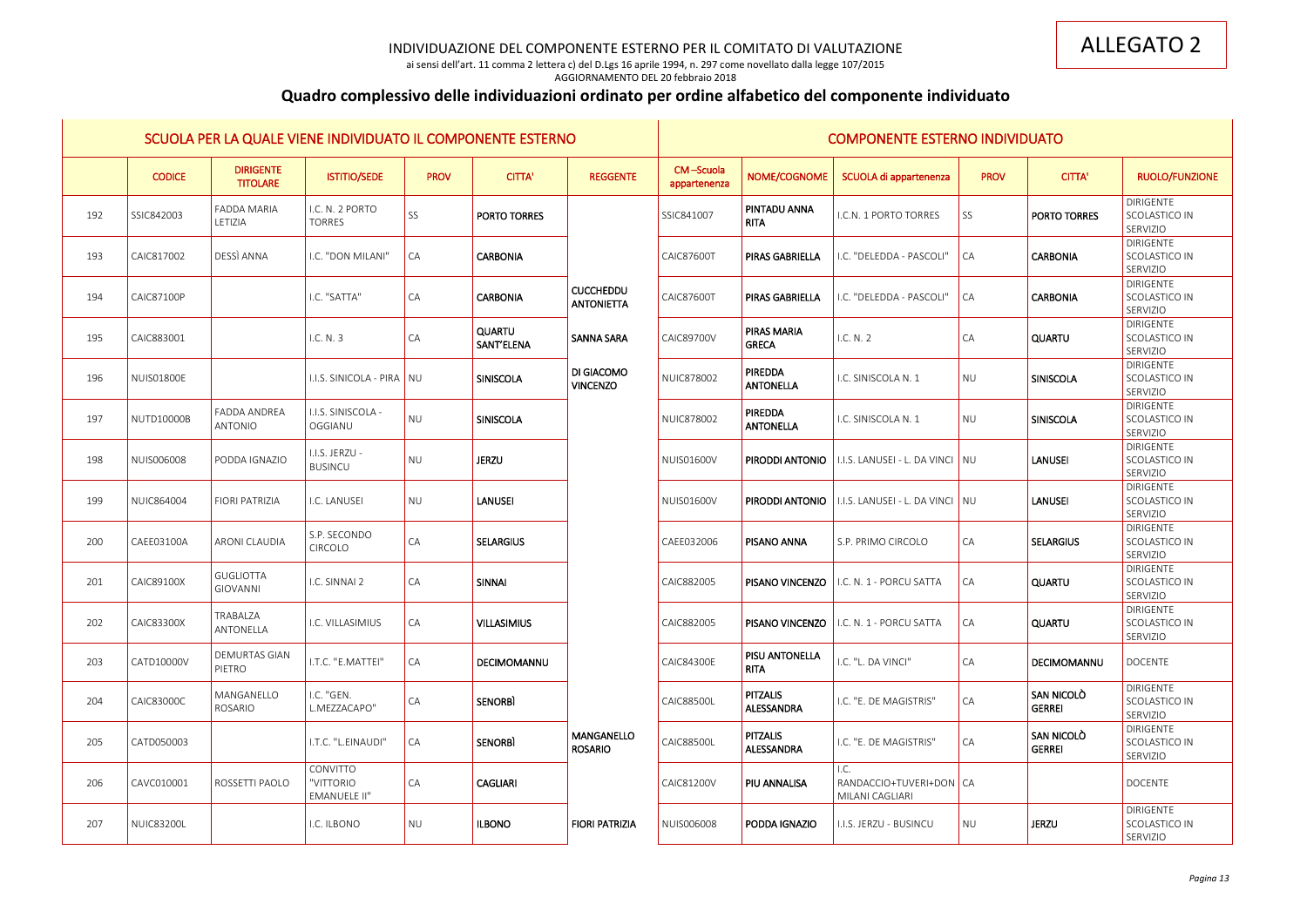INDIVIDUAZIONE DEL COMPONENTE ESTERNO PER IL COMITATO DI VALUTAZIONE

ai sensi dell'art. 11 comma 2 lettera c) del D.Lgs 16 aprile 1994, n. 297 come novellato dalla legge 107/2015

AGGIORNAMENTO DEL 20 febbraio 2018

ALLEGATO 2

## Quadro complessivo delle individuazioni ordinato per ordine alfabetico del componente individuato

| SCUOLA PER LA QUALE VIENE INDIVIDUATO IL COMPONENTE ESTERNO | | | | | | | COMPONENTE ESTERNO INDIVIDUATO | | | | | |
|---|---|---|---|---|---|---|---|---|---|---|---|---|
| | CODICE | DIRIGENTE TITOLARE | ISTITO/SEDE | PROV | CITTA' | REGGENTE | CM –Scuola appartenenza | NOME/COGNOME | SCUOLA di appartenenza | PROV | CITTA' | RUOLO/FUNZIONE |
| 192 | SSIC842003 | FADDA MARIA LETIZIA | I.C. N. 2 PORTO TORRES | SS | PORTO TORRES | | SSIC841007 | PINTADU ANNA RITA | I.C.N. 1 PORTO TORRES | SS | PORTO TORRES | DIRIGENTE SCOLASTICO IN SERVIZIO |
| 193 | CAIC817002 | DESSÌ ANNA | I.C. "DON MILANI" | CA | CARBONIA | | CAIC87600T | PIRAS GABRIELLA | I.C. "DELEDDA - PASCOLI" | CA | CARBONIA | DIRIGENTE SCOLASTICO IN SERVIZIO |
| 194 | CAIC87100P | | I.C. "SATTA" | CA | CARBONIA | CUCCHEDDU ANTONIETTA | CAIC87600T | PIRAS GABRIELLA | I.C. "DELEDDA - PASCOLI" | CA | CARBONIA | DIRIGENTE SCOLASTICO IN SERVIZIO |
| 195 | CAIC883001 | | I.C. N. 3 | CA | QUARTU SANT'ELENA | SANNA SARA | CAIC89700V | PIRAS MARIA GRECA | I.C. N. 2 | CA | QUARTU | DIRIGENTE SCOLASTICO IN SERVIZIO |
| 196 | NUIS01800E | | I.I.S. SINICOLA - PIRA | NU | SINISCOLA | DI GIACOMO VINCENZO | NUIC878002 | PIREDDA ANTONELLA | I.C. SINISCOLA N. 1 | NU | SINISCOLA | DIRIGENTE SCOLASTICO IN SERVIZIO |
| 197 | NUTD10000B | FADDA ANDREA ANTONIO | I.I.S. SINISCOLA - OGGIANU | NU | SINISCOLA | | NUIC878002 | PIREDDA ANTONELLA | I.C. SINISCOLA N. 1 | NU | SINISCOLA | DIRIGENTE SCOLASTICO IN SERVIZIO |
| 198 | NUIS006008 | PODDA IGNAZIO | I.I.S. JERZU - BUSINCU | NU | JERZU | | NUIS01600V | PIRODDI ANTONIO | I.I.S. LANUSEI - L. DA VINCI | NU | LANUSEI | DIRIGENTE SCOLASTICO IN SERVIZIO |
| 199 | NUIC864004 | FIORI PATRIZIA | I.C. LANUSEI | NU | LANUSEI | | NUIS01600V | PIRODDI ANTONIO | I.I.S. LANUSEI - L. DA VINCI | NU | LANUSEI | DIRIGENTE SCOLASTICO IN SERVIZIO |
| 200 | CAEE03100A | ARONI CLAUDIA | S.P. SECONDO CIRCOLO | CA | SELARGIUS | | CAEE032006 | PISANO ANNA | S.P. PRIMO CIRCOLO | CA | SELARGIUS | DIRIGENTE SCOLASTICO IN SERVIZIO |
| 201 | CAIC89100X | GUGLIOTTA GIOVANNI | I.C. SINNAI 2 | CA | SINNAI | | CAIC882005 | PISANO VINCENZO | I.C. N. 1 - PORCU SATTA | CA | QUARTU | DIRIGENTE SCOLASTICO IN SERVIZIO |
| 202 | CAIC83300X | TRABALZA ANTONELLA | I.C. VILLASIMIUS | CA | VILLASIMIUS | | CAIC882005 | PISANO VINCENZO | I.C. N. 1 - PORCU SATTA | CA | QUARTU | DIRIGENTE SCOLASTICO IN SERVIZIO |
| 203 | CATD10000V | DEMURTAS GIAN PIETRO | I.T.C. "E.MATTEI" | CA | DECIMOMANNU | | CAIC84300E | PISU ANTONELLA RITA | I.C. "L. DA VINCI" | CA | DECIMOMANNU | DOCENTE |
| 204 | CAIC83000C | MANGANELLO ROSARIO | I.C. "GEN. L.MEZZACAPO" | CA | SENORBÌ | | CAIC88500L | PITZALIS ALESSANDRA | I.C. "E. DE MAGISTRIS" | CA | SAN NICOLÒ GERREI | DIRIGENTE SCOLASTICO IN SERVIZIO |
| 205 | CATD050003 | | I.T.C. "L.EINAUDI" | CA | SENORBÌ | MANGANELLO ROSARIO | CAIC88500L | PITZALIS ALESSANDRA | I.C. "E. DE MAGISTRIS" | CA | SAN NICOLÒ GERREI | DIRIGENTE SCOLASTICO IN SERVIZIO |
| 206 | CAVC010001 | ROSSETTI PAOLO | CONVITTO "VITTORIO EMANUELE II" | CA | CAGLIARI | | CAIC81200V | PIU ANNALISA | I.C. RANDACCIO+TUVERI+DON MILANI CAGLIARI | CA | | DOCENTE |
| 207 | NUIC83200L | | I.C. ILBONO | NU | ILBONO | FIORI PATRIZIA | NUIS006008 | PODDA IGNAZIO | I.I.S. JERZU - BUSINCU | NU | JERZU | DIRIGENTE SCOLASTICO IN SERVIZIO |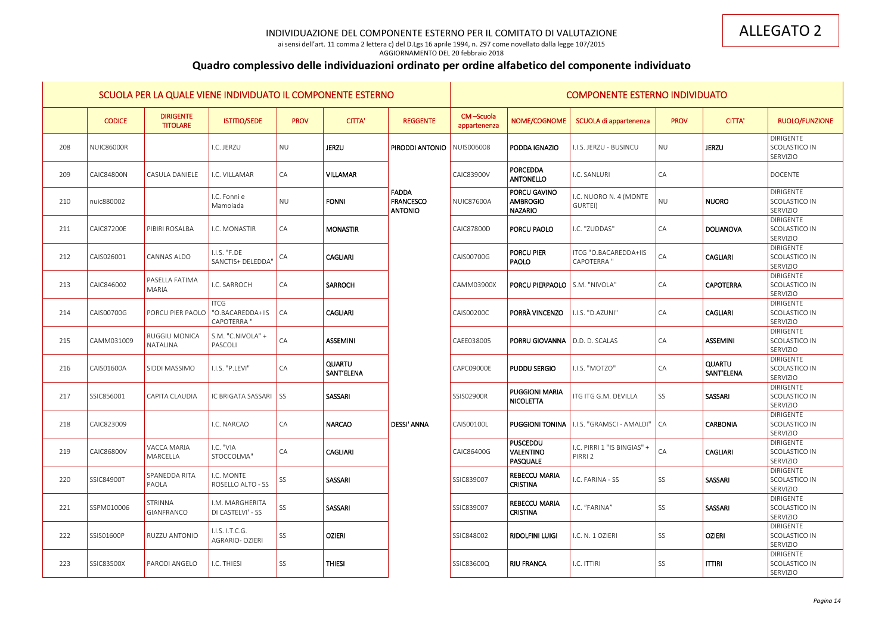INDIVIDUAZIONE DEL COMPONENTE ESTERNO PER IL COMITATO DI VALUTAZIONE

ai sensi dell'art. 11 comma 2 lettera c) del D.Lgs 16 aprile 1994, n. 297 come novellato dalla legge 107/2015

AGGIORNAMENTO DEL 20 febbraio 2018

ALLEGATO 2

## Quadro complessivo delle individuazioni ordinato per ordine alfabetico del componente individuato

| SCUOLA PER LA QUALE VIENE INDIVIDUATO IL COMPONENTE ESTERNO | | | | | | | COMPONENTE ESTERNO INDIVIDUATO | | | | | |
|---|---|---|---|---|---|---|---|---|---|---|---|---|
| | CODICE | DIRIGENTE TITOLARE | ISTITO/SEDE | PROV | CITTA' | REGGENTE | CM –Scuola appartenenza | NOME/COGNOME | SCUOLA di appartenenza | PROV | CITTA' | RUOLO/FUNZIONE |
| 208 | NUIC86000R | | I.C. JERZU | NU | JERZU | PIRODDI ANTONIO | NUIS006008 | PODDA IGNAZIO | I.I.S. JERZU - BUSINCU | NU | JERZU | DIRIGENTE SCOLASTICO IN SERVIZIO |
| 209 | CAIC84800N | CASULA DANIELE | I.C. VILLAMAR | CA | VILLAMAR | | CAIC83900V | PORCEDDA ANTONELLO | I.C. SANLURI | CA | | DOCENTE |
| 210 | nuic880002 | | I.C. Fonni e Mamoiada | NU | FONNI | FADDA FRANCESCO ANTONIO | NUIC87600A | PORCU GAVINO AMBROGIO NAZARIO | I.C. NUORO N. 4 (MONTE GURTEI) | NU | NUORO | DIRIGENTE SCOLASTICO IN SERVIZIO |
| 211 | CAIC87200E | PIBIRI ROSALBA | I.C. MONASTIR | CA | MONASTIR | | CAIC87800D | PORCU PAOLO | I.C. "ZUDDAS" | CA | DOLIANOVA | DIRIGENTE SCOLASTICO IN SERVIZIO |
| 212 | CAIS026001 | CANNAS ALDO | I.I.S. "F.DE SANCTIS+ DELEDDA" | CA | CAGLIARI | | CAIS00700G | PORCU PIER PAOLO | ITCG "O.BACAREDDA+IIS CAPOTERRA " | CA | CAGLIARI | DIRIGENTE SCOLASTICO IN SERVIZIO |
| 213 | CAIC846002 | PASELLA FATIMA MARIA | I.C. SARROCH | CA | SARROCH | | CAMM03900X | PORCU PIERPAOLO | S.M. "NIVOLA" | CA | CAPOTERRA | DIRIGENTE SCOLASTICO IN SERVIZIO |
| 214 | CAIS00700G | PORCU PIER PAOLO | ITCG "O.BACAREDDA+IIS CAPOTERRA " | CA | CAGLIARI | | CAIS00200C | PORRÀ VINCENZO | I.I.S. "D.AZUNI" | CA | CAGLIARI | DIRIGENTE SCOLASTICO IN SERVIZIO |
| 215 | CAMM031009 | RUGGIU MONICA NATALINA | S.M. "C.NIVOLA" + PASCOLI | CA | ASSEMINI | | CAEE038005 | PORRU GIOVANNA | D.D. D. SCALAS | CA | ASSEMINI | DIRIGENTE SCOLASTICO IN SERVIZIO |
| 216 | CAIS01600A | SIDDI MASSIMO | I.I.S. "P.LEVI" | CA | QUARTU SANT'ELENA | | CAPC09000E | PUDDU SERGIO | I.I.S. "MOTZO" | CA | QUARTU SANT'ELENA | DIRIGENTE SCOLASTICO IN SERVIZIO |
| 217 | SSIC856001 | CAPITA CLAUDIA | IC BRIGATA SASSARI | SS | SASSARI | | SSIS02900R | PUGGIONI MARIA NICOLETTA | ITG ITG G.M. DEVILLA | SS | SASSARI | DIRIGENTE SCOLASTICO IN SERVIZIO |
| 218 | CAIC823009 | | I.C. NARCAO | CA | NARCAO | DESSI' ANNA | CAIS00100L | PUGGIONI TONINA | I.I.S. "GRAMSCI - AMALDI" | CA | CARBONIA | DIRIGENTE SCOLASTICO IN SERVIZIO |
| 219 | CAIC86800V | VACCA MARIA MARCELLA | I.C. "VIA STOCCOLMA" | CA | CAGLIARI | | CAIC86400G | PUSCEDDU VALENTINO PASQUALE | I.C. PIRRI 1 "IS BINGIAS" + PIRRI 2 | CA | CAGLIARI | DIRIGENTE SCOLASTICO IN SERVIZIO |
| 220 | SSIC84900T | SPANEDDA RITA PAOLA | I.C. MONTE ROSELLO ALTO - SS | SS | SASSARI | | SSIC839007 | REBECCU MARIA CRISTINA | I.C. FARINA - SS | SS | SASSARI | DIRIGENTE SCOLASTICO IN SERVIZIO |
| 221 | SSPM010006 | STRINNA GIANFRANCO | I.M. MARGHERITA DI CASTELVI' - SS | SS | SASSARI | | SSIC839007 | REBECCU MARIA CRISTINA | I.C. "FARINA" | SS | SASSARI | DIRIGENTE SCOLASTICO IN SERVIZIO |
| 222 | SSIS01600P | RUZZU ANTONIO | I.I.S. I.T.C.G. AGRARIO- OZIERI | SS | OZIERI | | SSIC848002 | RIDOLFINI LUIGI | I.C. N. 1 OZIERI | SS | OZIERI | DIRIGENTE SCOLASTICO IN SERVIZIO |
| 223 | SSIC83500X | PARODI ANGELO | I.C. THIESI | SS | THIESI | | SSIC83600Q | RIU FRANCA | I.C. ITTIRI | SS | ITTIRI | DIRIGENTE SCOLASTICO IN SERVIZIO |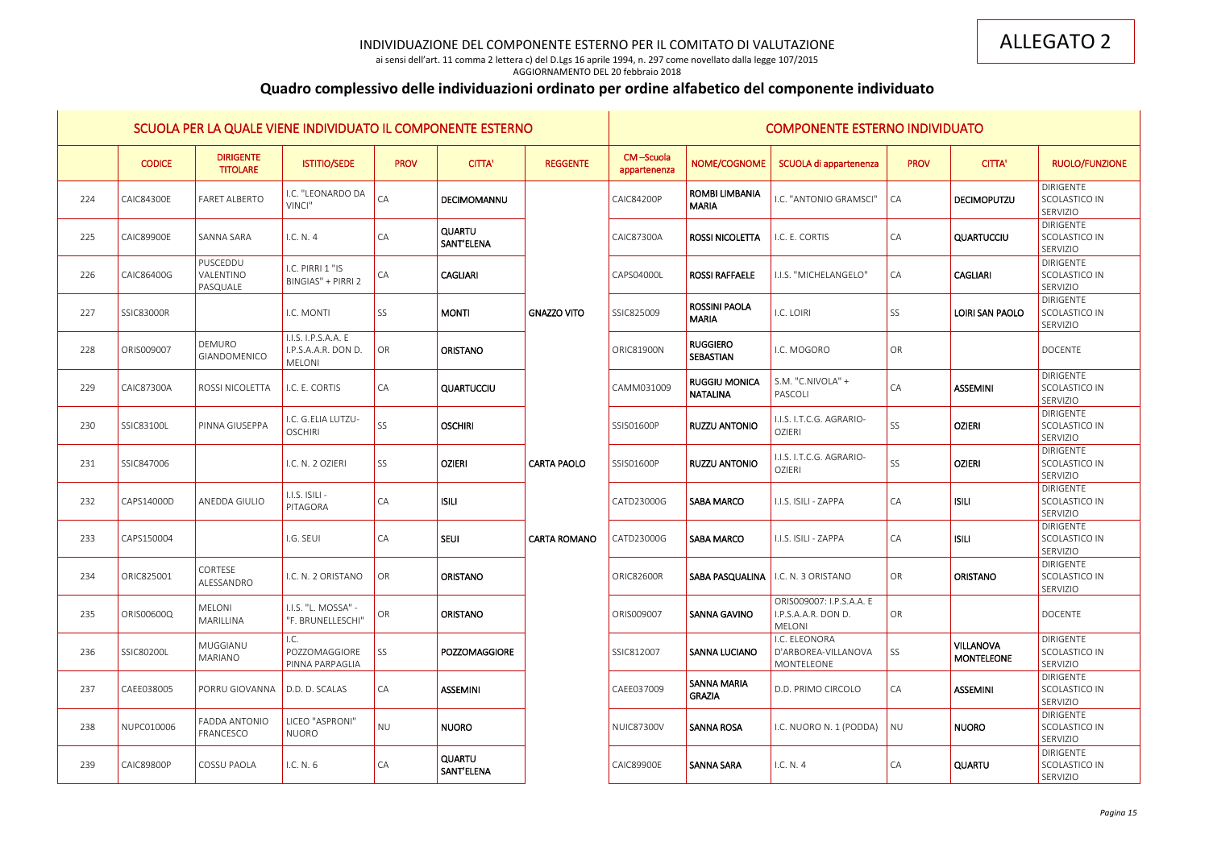INDIVIDUAZIONE DEL COMPONENTE ESTERNO PER IL COMITATO DI VALUTAZIONE

ai sensi dell'art. 11 comma 2 lettera c) del D.Lgs 16 aprile 1994, n. 297 come novellato dalla legge 107/2015

AGGIORNAMENTO DEL 20 febbraio 2018

ALLEGATO 2

## Quadro complessivo delle individuazioni ordinato per ordine alfabetico del componente individuato

| SCUOLA PER LA QUALE VIENE INDIVIDUATO IL COMPONENTE ESTERNO | | | | | | | COMPONENTE ESTERNO INDIVIDUATO | | | | | |
|---|---|---|---|---|---|---|---|---|---|---|---|---|
| | CODICE | DIRIGENTE TITOLARE | ISTITIO/SEDE | PROV | CITTA' | REGGENTE | CM –Scuola appartenenza | NOME/COGNOME | SCUOLA di appartenenza | PROV | CITTA' | RUOLO/FUNZIONE |
| 224 | CAIC84300E | FARET ALBERTO | I.C. "LEONARDO DA VINCI" | CA | DECIMOMANNU | | CAIC84200P | ROMBI LIMBANIA MARIA | I.C. "ANTONIO GRAMSCI" | CA | DECIMOPUTZU | DIRIGENTE SCOLASTICO IN SERVIZIO |
| 225 | CAIC89900E | SANNA SARA | I.C. N. 4 | CA | QUARTU SANT'ELENA | | CAIC87300A | ROSSI NICOLETTA | I.C. E. CORTIS | CA | QUARTUCCIU | DIRIGENTE SCOLASTICO IN SERVIZIO |
| 226 | CAIC86400G | PUSCEDDU VALENTINO PASQUALE | I.C. PIRRI 1 "IS BINGIAS" + PIRRI 2 | CA | CAGLIARI | | CAPS04000L | ROSSI RAFFAELE | I.I.S. "MICHELANGELO" | CA | CAGLIARI | DIRIGENTE SCOLASTICO IN SERVIZIO |
| 227 | SSIC83000R | | I.C. MONTI | SS | MONTI | GNAZZO VITO | SSIC825009 | ROSSINI PAOLA MARIA | I.C. LOIRI | SS | LOIRI SAN PAOLO | DIRIGENTE SCOLASTICO IN SERVIZIO |
| 228 | ORIS009007 | DEMURO GIANDOMENICO | I.I.S. I.P.S.A.A. E I.P.S.A.A.R. DON D. MELONI | OR | ORISTANO | | ORIC81900N | RUGGIERO SEBASTIAN | I.C. MOGORO | OR | | DOCENTE |
| 229 | CAIC87300A | ROSSI NICOLETTA | I.C. E. CORTIS | CA | QUARTUCCIU | | CAMM031009 | RUGGIU MONICA NATALINA | S.M. "C.NIVOLA" + PASCOLI | CA | ASSEMINI | DIRIGENTE SCOLASTICO IN SERVIZIO |
| 230 | SSIC83100L | PINNA GIUSEPPA | I.C. G.ELIA LUTZU-OSCHIRI | SS | OSCHIRI | | SSIS01600P | RUZZU ANTONIO | I.I.S. I.T.C.G. AGRARIO-OZIERI | SS | OZIERI | DIRIGENTE SCOLASTICO IN SERVIZIO |
| 231 | SSIC847006 | | I.C. N. 2 OZIERI | SS | OZIERI | CARTA PAOLO | SSIS01600P | RUZZU ANTONIO | I.I.S. I.T.C.G. AGRARIO-OZIERI | SS | OZIERI | DIRIGENTE SCOLASTICO IN SERVIZIO |
| 232 | CAPS14000D | ANEDDA GIULIO | I.I.S. ISILI - PITAGORA | CA | ISILI | | CATD23000G | SABA MARCO | I.I.S. ISILI - ZAPPA | CA | ISILI | DIRIGENTE SCOLASTICO IN SERVIZIO |
| 233 | CAPS150004 | | I.G. SEUI | CA | SEUI | CARTA ROMANO | CATD23000G | SABA MARCO | I.I.S. ISILI - ZAPPA | CA | ISILI | DIRIGENTE SCOLASTICO IN SERVIZIO |
| 234 | ORIC825001 | CORTESE ALESSANDRO | I.C. N. 2 ORISTANO | OR | ORISTANO | | ORIC82600R | SABA PASQUALINA | I.C. N. 3 ORISTANO | OR | ORISTANO | DIRIGENTE SCOLASTICO IN SERVIZIO |
| 235 | ORIS00600Q | MELONI MARILLINA | I.I.S. "L. MOSSA" - "F. BRUNELLESCHI" | OR | ORISTANO | | ORIS009007 | SANNA GAVINO | ORIS009007: I.P.S.A.A. E I.P.S.A.A.R. DON D. MELONI | OR | | DOCENTE |
| 236 | SSIC80200L | MUGGIANU MARIANO | I.C. POZZOMAGGIORE PINNA PARPAGLIA | SS | POZZOMAGGIORE | | SSIC812007 | SANNA LUCIANO | I.C. ELEONORA D'ARBOREA-VILLANOVA MONTELEONE | SS | VILLANOVA MONTELEONE | DIRIGENTE SCOLASTICO IN SERVIZIO |
| 237 | CAEE038005 | PORRU GIOVANNA | D.D. D. SCALAS | CA | ASSEMINI | | CAEE037009 | SANNA MARIA GRAZIA | D.D. PRIMO CIRCOLO | CA | ASSEMINI | DIRIGENTE SCOLASTICO IN SERVIZIO |
| 238 | NUPC010006 | FADDA ANTONIO FRANCESCO | LICEO "ASPRONI" NUORO | NU | NUORO | | NUIC87300V | SANNA ROSA | I.C. NUORO N. 1 (PODDA) | NU | NUORO | DIRIGENTE SCOLASTICO IN SERVIZIO |
| 239 | CAIC89800P | COSSU PAOLA | I.C. N. 6 | CA | QUARTU SANT'ELENA | | CAIC89900E | SANNA SARA | I.C. N. 4 | CA | QUARTU | DIRIGENTE SCOLASTICO IN SERVIZIO |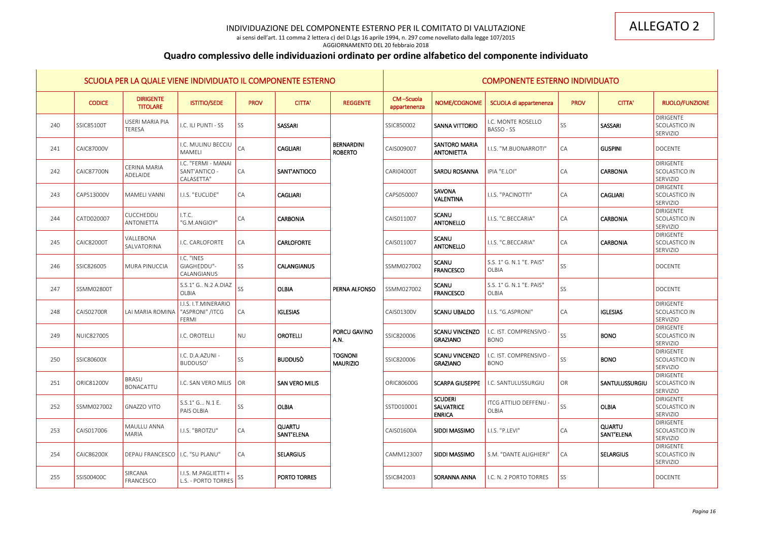ALLEGATO 2

INDIVIDUAZIONE DEL COMPONENTE ESTERNO PER IL COMITATO DI VALUTAZIONE

ai sensi dell'art. 11 comma 2 lettera c) del D.Lgs 16 aprile 1994, n. 297 come novellato dalla legge 107/2015

AGGIORNAMENTO DEL 20 febbraio 2018

## Quadro complessivo delle individuazioni ordinato per ordine alfabetico del componente individuato

| SCUOLA PER LA QUALE VIENE INDIVIDUATO IL COMPONENTE ESTERNO | | | | | | | COMPONENTE ESTERNO INDIVIDUATO | | | | | |
|---|---|---|---|---|---|---|---|---|---|---|---|---|
| | CODICE | DIRIGENTE TITOLARE | ISTITIO/SEDE | PROV | CITTA' | REGGENTE | CM –Scuola appartenenza | NOME/COGNOME | SCUOLA di appartenenza | PROV | CITTA' | RUOLO/FUNZIONE |
| 240 | SSIC85100T | USERI MARIA PIA TERESA | I.C. ILI PUNTI - SS | SS | SASSARI | | SSIC850002 | SANNA VITTORIO | I.C. MONTE ROSELLO BASSO - SS | SS | SASSARI | DIRIGENTE SCOLASTICO IN SERVIZIO |
| 241 | CAIC87000V | | I.C. MULINU BECCIU MAMELI | CA | CAGLIARI | BERNARDINI ROBERTO | CAIS009007 | SANTORO MARIA ANTONIETTA | I.I.S. "M.BUONARROTI" | CA | GUSPINI | DOCENTE |
| 242 | CAIC87700N | CERINA MARIA ADELAIDE | I.C. "FERMI - MANAI SANT'ANTICO - CALASETTA" | CA | SANT'ANTIOCO | | CARI04000T | SARDU ROSANNA | IPIA "E.LOI" | CA | CARBONIA | DIRIGENTE SCOLASTICO IN SERVIZIO |
| 243 | CAPS13000V | MAMELI VANNI | I.I.S. "EUCLIDE" | CA | CAGLIARI | | CAPS050007 | SAVONA VALENTINA | I.I.S. "PACINOTTI" | CA | CAGLIARI | DIRIGENTE SCOLASTICO IN SERVIZIO |
| 244 | CATD020007 | CUCCHEDDU ANTONIETTA | I.T.C. "G.M.ANGIOY" | CA | CARBONIA | | CAIS011007 | SCANU ANTONELLO | I.I.S. "C.BECCARIA" | CA | CARBONIA | DIRIGENTE SCOLASTICO IN SERVIZIO |
| 245 | CAIC82000T | VALLEBONA SALVATORINA | I.C. CARLOFORTE | CA | CARLOFORTE | | CAIS011007 | SCANU ANTONELLO | I.I.S. "C.BECCARIA" | CA | CARBONIA | DIRIGENTE SCOLASTICO IN SERVIZIO |
| 246 | SSIC826005 | MURA PINUCCIA | I.C. "INES GIAGHEDDU"-CALANGIANUS | SS | CALANGIANUS | | SSMM027002 | SCANU FRANCESCO | S.S. 1° G. N.1 "E. PAIS" OLBIA | SS | | DOCENTE |
| 247 | SSMM02800T | | S.S.1° G.. N.2 A.DIAZ OLBIA | SS | OLBIA | PERNA ALFONSO | SSMM027002 | SCANU FRANCESCO | S.S. 1° G. N.1 "E. PAIS" OLBIA | SS | | DOCENTE |
| 248 | CAIS02700R | LAI MARIA ROMINA | I.I.S. I.T.MINERARIO "ASPRONI" /ITCG FERMI | CA | IGLESIAS | | CAIS01300V | SCANU UBALDO | I.I.S. "G.ASPRONI" | CA | IGLESIAS | DIRIGENTE SCOLASTICO IN SERVIZIO |
| 249 | NUIC827005 | | I.C. OROTELLI | NU | OROTELLI | PORCU GAVINO A.N. | SSIC820006 | SCANU VINCENZO GRAZIANO | I.C. IST. COMPRENSIVO - BONO | SS | BONO | DIRIGENTE SCOLASTICO IN SERVIZIO |
| 250 | SSIC80600X | | I.C. D.A.AZUNI - BUDDUSO' | SS | BUDDUSÒ | TOGNONI MAURIZIO | SSIC820006 | SCANU VINCENZO GRAZIANO | I.C. IST. COMPRENSIVO - BONO | SS | BONO | DIRIGENTE SCOLASTICO IN SERVIZIO |
| 251 | ORIC81200V | BRASU BONACATTU | I.C. SAN VERO MILIS | OR | SAN VERO MILIS | | ORIC80600G | SCARPA GIUSEPPE | I.C. SANTULUSSURGIU | OR | SANTULUSSURGIU | DIRIGENTE SCOLASTICO IN SERVIZIO |
| 252 | SSMM027002 | GNAZZO VITO | S.S.1° G... N.1 E. PAIS OLBIA | SS | OLBIA | | SSTD010001 | SCUDERI SALVATRICE ENRICA | ITCG ATTILIO DEFFENU - OLBIA | SS | OLBIA | DIRIGENTE SCOLASTICO IN SERVIZIO |
| 253 | CAIS017006 | MAULLU ANNA MARIA | I.I.S. "BROTZU" | CA | QUARTU SANT'ELENA | | CAIS01600A | SIDDI MASSIMO | I.I.S. "P.LEVI" | CA | QUARTU SANT'ELENA | DIRIGENTE SCOLASTICO IN SERVIZIO |
| 254 | CAIC86200X | DEPAU FRANCESCO | I.C. "SU PLANU" | CA | SELARGIUS | | CAMM123007 | SIDDI MASSIMO | S.M. "DANTE ALIGHIERI" | CA | SELARGIUS | DIRIGENTE SCOLASTICO IN SERVIZIO |
| 255 | SSIS00400C | SIRCANA FRANCESCO | I.I.S. M.PAGLIETTI + L.S. - PORTO TORRES | SS | PORTO TORRES | | SSIC842003 | SORANNA ANNA | I.C. N. 2 PORTO TORRES | SS | | DOCENTE |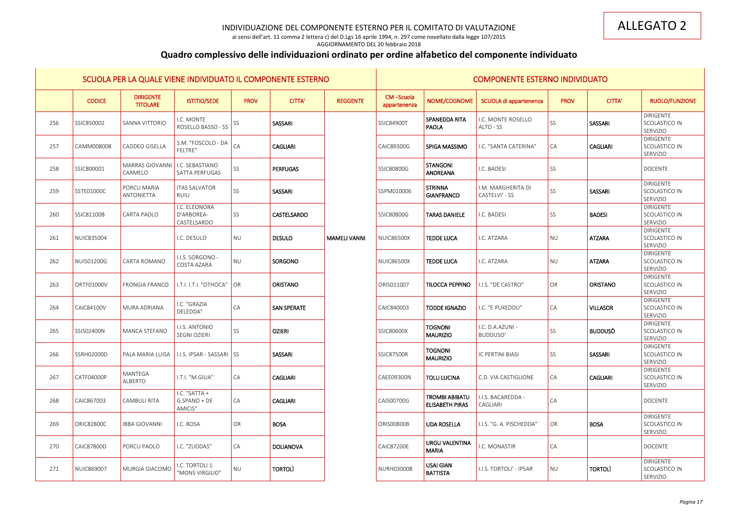ALLEGATO 2

INDIVIDUAZIONE DEL COMPONENTE ESTERNO PER IL COMITATO DI VALUTAZIONE

ai sensi dell'art. 11 comma 2 lettera c) del D.Lgs 16 aprile 1994, n. 297 come novellato dalla legge 107/2015

AGGIORNAMENTO DEL 20 febbraio 2018

## Quadro complessivo delle individuazioni ordinato per ordine alfabetico del componente individuato

| SCUOLA PER LA QUALE VIENE INDIVIDUATO IL COMPONENTE ESTERNO | | | | | | | COMPONENTE ESTERNO INDIVIDUATO | | | | | |
|---|---|---|---|---|---|---|---|---|---|---|---|---|
| | CODICE | DIRIGENTE TITOLARE | ISTITIO/SEDE | PROV | CITTA' | REGGENTE | CM –Scuola appartenenza | NOME/COGNOME | SCUOLA di appartenenza | PROV | CITTA' | RUOLO/FUNZIONE |
| 256 | SSIC850002 | SANNA VITTORIO | I.C. MONTE ROSELLO BASSO - SS | SS | SASSARI | | SSIC84900T | SPANEDDA RITA PAOLA | I.C. MONTE ROSELLO ALTO - SS | SS | SASSARI | DIRIGENTE SCOLASTICO IN SERVIZIO |
| 257 | CAMM008008 | CADDEO GISELLA | S.M. "FOSCOLO - DA FELTRE" | CA | CAGLIARI | | CAIC89300G | SPIGA MASSIMO | I.C. "SANTA CATERINA" | CA | CAGLIARI | DIRIGENTE SCOLASTICO IN SERVIZIO |
| 258 | SSIC800001 | MARRAS GIOVANNI CARMELO | I.C. SEBASTIANO SATTA PERFUGAS | SS | PERFUGAS | | SSIC80800G | STANGONI ANDREANA | I.C. BADESI | SS | | DOCENTE |
| 259 | SSTE01000C | PORCU MARIA ANTONIETTA | ITAS SALVATOR RUIU | SS | SASSARI | | SSPM010006 | STRINNA GIANFRANCO | I.M. MARGHERITA DI CASTELVI' - SS | SS | SASSARI | DIRIGENTE SCOLASTICO IN SERVIZIO |
| 260 | SSIC81100B | CARTA PAOLO | I.C. ELEONORA D'ARBOREA-CASTELSARDO | SS | CASTELSARDO | | SSIC80800G | TARAS DANIELE | I.C. BADESI | SS | BADESI | DIRIGENTE SCOLASTICO IN SERVIZIO |
| 261 | NUIC835004 | | I.C. DESULO | NU | DESULO | MAMELI VANNI | NUIC86500X | TEDDE LUCA | I.C. ATZARA | NU | ATZARA | DIRIGENTE SCOLASTICO IN SERVIZIO |
| 262 | NUIS01200G | CARTA ROMANO | I.I.S. SORGONO - COSTA AZARA | NU | SORGONO | | NUIC86500X | TEDDE LUCA | I.C. ATZARA | NU | ATZARA | DIRIGENTE SCOLASTICO IN SERVIZIO |
| 263 | ORTF01000V | FRONGIA FRANCO | I.T.I. I.T.I. "OTHOCA" | OR | ORISTANO | | ORIS011007 | TILOCCA PEPPINO | I.I.S. "DE CASTRO" | OR | ORISTANO | DIRIGENTE SCOLASTICO IN SERVIZIO |
| 264 | CAIC84100V | MURA ADRIANA | I.C. "GRAZIA DELEDDA" | CA | SAN SPERATE | | CAIC840003 | TODDE IGNAZIO | I.C. "E.PUXEDDU" | CA | VILLASOR | DIRIGENTE SCOLASTICO IN SERVIZIO |
| 265 | SSIS02400N | MANCA STEFANO | I.I.S. ANTONIO SEGNI OZIERI | SS | OZIERI | | SSIC80600X | TOGNONI MAURIZIO | I.C. D.A.AZUNI - BUDDUSO' | SS | BUDDUSÒ | DIRIGENTE SCOLASTICO IN SERVIZIO |
| 266 | SSRH02000D | PALA MARIA LUISA | I.I.S. IPSAR - SASSARI | SS | SASSARI | | SSIC87500R | TOGNONI MAURIZIO | IC PERTINI BIASI | SS | SASSARI | DIRIGENTE SCOLASTICO IN SERVIZIO |
| 267 | CATF04000P | MANTEGA ALBERTO | I.T.I. "M.GIUA" | CA | CAGLIARI | | CAEE09300N | TOLU LUCINA | C.D. VIA CASTIGLIONE | CA | CAGLIARI | DIRIGENTE SCOLASTICO IN SERVIZIO |
| 268 | CAIC867003 | CAMBULI RITA | I.C. "SATTA + G.SPANO + DE AMICIS" | CA | CAGLIARI | | CAIS00700G | TROMBI ABIBATU ELISABETH PIRAS | I.I.S. BACAREDDA - CAGLIARI | CA | | DOCENTE |
| 269 | ORIC82800C | IBBA GIOVANNI | I.C. BOSA | OR | BOSA | | ORIS00800B | UDA ROSELLA | I.I.S. "G. A. PISCHEDDA" | OR | BOSA | DIRIGENTE SCOLASTICO IN SERVIZIO |
| 270 | CAIC87800D | PORCU PAOLO | I.C. "ZUDDAS" | CA | DOLIANOVA | | CAIC87200E | URGU VALENTINA MARIA | I.C. MONASTIR | CA | | DOCENTE |
| 271 | NUIC869007 | MURGIA GIACOMO | I.C. TORTOLI 1 "MONS VIRGILIO" | NU | TORTOLÌ | | NURH030008 | USAI GIAN BATTISTA | I.I.S. TORTOLI' - IPSAR | NU | TORTOLÌ | DIRIGENTE SCOLASTICO IN SERVIZIO |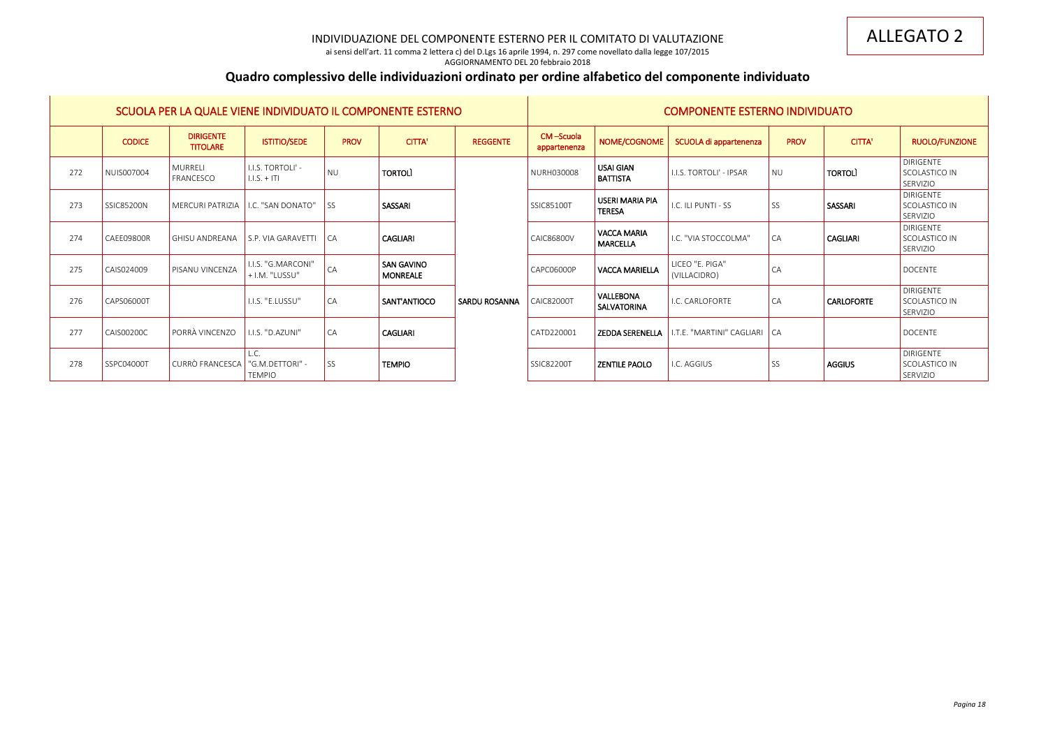ALLEGATO 2

INDIVIDUAZIONE DEL COMPONENTE ESTERNO PER IL COMITATO DI VALUTAZIONE

ai sensi dell'art. 11 comma 2 lettera c) del D.Lgs 16 aprile 1994, n. 297 come novellato dalla legge 107/2015

AGGIORNAMENTO DEL 20 febbraio 2018

## Quadro complessivo delle individuazioni ordinato per ordine alfabetico del componente individuato

| SCUOLA PER LA QUALE VIENE INDIVIDUATO IL COMPONENTE ESTERNO | | | | | | | COMPONENTE ESTERNO INDIVIDUATO | | | | | |
|---|---|---|---|---|---|---|---|---|---|---|---|---|
| | CODICE | DIRIGENTE TITOLARE | ISTITIO/SEDE | PROV | CITTA' | REGGENTE | CM –Scuola appartenenza | NOME/COGNOME | SCUOLA di appartenenza | PROV | CITTA' | RUOLO/FUNZIONE |
| 272 | NUIS007004 | MURRELI FRANCESCO | I.I.S. TORTOLI' - I.I.S. + ITI | NU | TORTOLÌ | | NURH030008 | USAI GIAN BATTISTA | I.I.S. TORTOLI' - IPSAR | NU | TORTOLÌ | DIRIGENTE SCOLASTICO IN SERVIZIO |
| 273 | SSIC85200N | MERCURI PATRIZIA | I.C. "SAN DONATO" | SS | SASSARI | | SSIC85100T | USERI MARIA PIA TERESA | I.C. ILI PUNTI - SS | SS | SASSARI | DIRIGENTE SCOLASTICO IN SERVIZIO |
| 274 | CAEE09800R | GHISU ANDREANA | S.P. VIA GARAVETTI | CA | CAGLIARI | | CAIC86800V | VACCA MARIA MARCELLA | I.C. "VIA STOCCOLMA" | CA | CAGLIARI | DIRIGENTE SCOLASTICO IN SERVIZIO |
| 275 | CAIS024009 | PISANU VINCENZA | I.I.S. "G.MARCONI" + I.M. "LUSSU" | CA | SAN GAVINO MONREALE | | CAPC06000P | VACCA MARIELLA | LICEO "E. PIGA" (VILLACIDRO) | CA | | DOCENTE |
| 276 | CAPS06000T | | I.I.S. "E.LUSSU" | CA | SANT'ANTIOCO | SARDU ROSANNA | CAIC82000T | VALLEBONA SALVATORINA | I.C. CARLOFORTE | CA | CARLOFORTE | DIRIGENTE SCOLASTICO IN SERVIZIO |
| 277 | CAIS00200C | PORRÀ VINCENZO | I.I.S. "D.AZUNI" | CA | CAGLIARI | | CATD220001 | ZEDDA SERENELLA | I.T.E. "MARTINI" CAGLIARI | CA | | DOCENTE |
| 278 | SSPC04000T | CURRÒ FRANCESCA | L.C. "G.M.DETTORI" - TEMPIO | SS | TEMPIO | | SSIC82200T | ZENTILE PAOLO | I.C. AGGIUS | SS | AGGIUS | DIRIGENTE SCOLASTICO IN SERVIZIO |